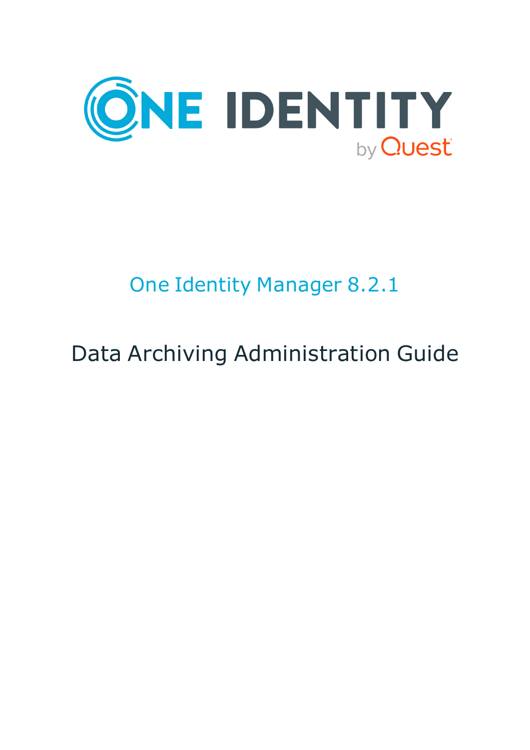# One Identity Manager 8.2.1

## Data Archiving Administration Guide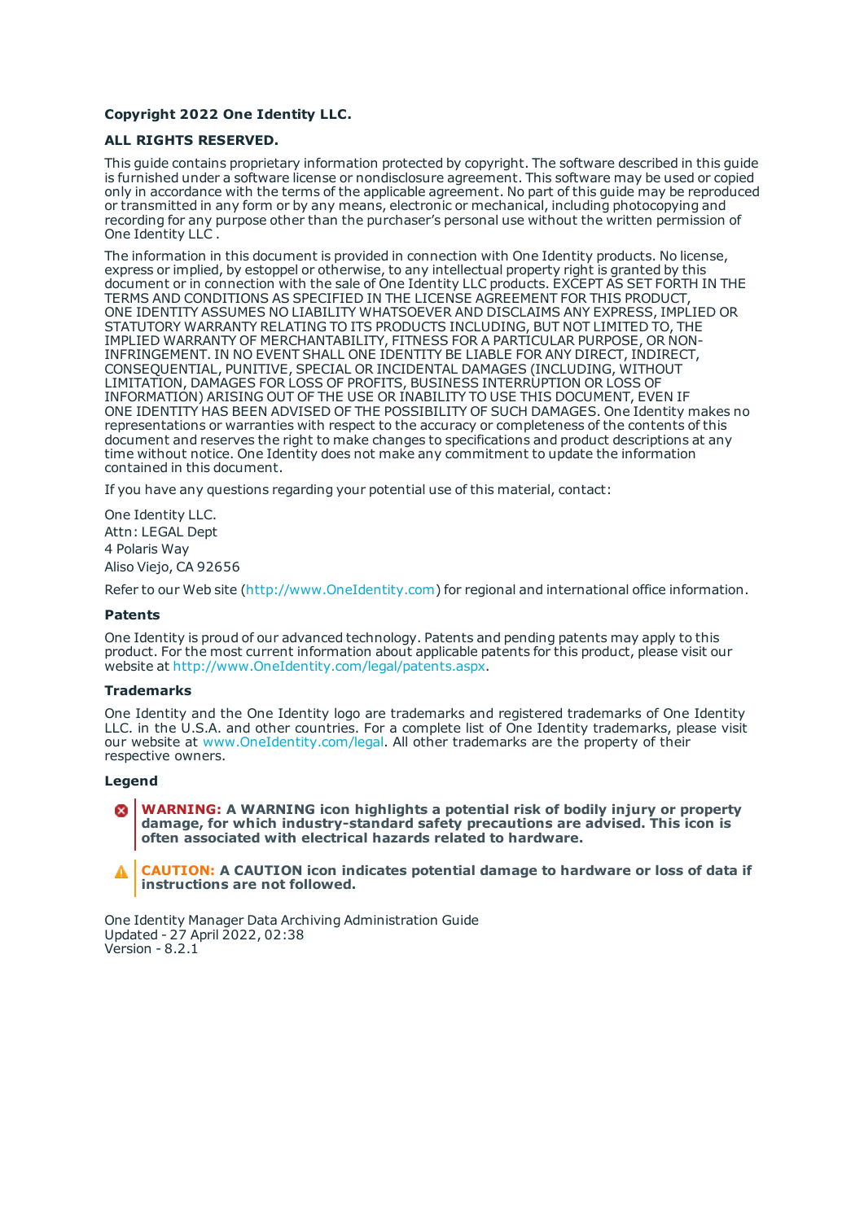**Copyright 2022 One Identity LLC.**

**ALL RIGHTS RESERVED.**

This guide contains proprietary information protected by copyright. The software described in this guide is furnished under a software license or nondisclosure agreement. This software may be used or copied only in accordance with the terms of the applicable agreement. No part of this guide may be reproduced or transmitted in any form or by any means, electronic or mechanical, including photocopying and recording for any purpose other than the purchaser's personal use without the written permission of One Identity LLC .

The information in this document is provided in connection with One Identity products. No license, express or implied, by estoppel or otherwise, to any intellectual property right is granted by this document or in connection with the sale of One Identity LLC products. EXCEPT AS SET FORTH IN THE TERMS AND CONDITIONS AS SPECIFIED IN THE LICENSE AGREEMENT FOR THIS PRODUCT, ONE IDENTITY ASSUMES NO LIABILITY WHATSOEVER AND DISCLAIMS ANY EXPRESS, IMPLIED OR STATUTORY WARRANTY RELATING TO ITS PRODUCTS INCLUDING, BUT NOT LIMITED TO, THE IMPLIED WARRANTY OF MERCHANTABILITY, FITNESS FOR A PARTICULAR PURPOSE, OR NON-INFRINGEMENT. IN NO EVENT SHALL ONE IDENTITY BE LIABLE FOR ANY DIRECT, INDIRECT, CONSEQUENTIAL, PUNITIVE, SPECIAL OR INCIDENTAL DAMAGES (INCLUDING, WITHOUT LIMITATION, DAMAGES FOR LOSS OF PROFITS, BUSINESS INTERRUPTION OR LOSS OF INFORMATION) ARISING OUT OF THE USE OR INABILITY TO USE THIS DOCUMENT, EVEN IF ONE IDENTITY HAS BEEN ADVISED OF THE POSSIBILITY OF SUCH DAMAGES. One Identity makes no representations or warranties with respect to the accuracy or completeness of the contents of this document and reserves the right to make changes to specifications and product descriptions at any time without notice. One Identity does not make any commitment to update the information contained in this document.

If you have any questions regarding your potential use of this material, contact:

One Identity LLC.
Attn: LEGAL Dept
4 Polaris Way
Aliso Viejo, CA 92656

Refer to our Web site (http://www.OneIdentity.com) for regional and international office information.

### Patents

One Identity is proud of our advanced technology. Patents and pending patents may apply to this product. For the most current information about applicable patents for this product, please visit our website at http://www.OneIdentity.com/legal/patents.aspx.

### Trademarks

One Identity and the One Identity logo are trademarks and registered trademarks of One Identity LLC. in the U.S.A. and other countries. For a complete list of One Identity trademarks, please visit our website at www.OneIdentity.com/legal. All other trademarks are the property of their respective owners.

### Legend

**WARNING: A WARNING icon highlights a potential risk of bodily injury or property damage, for which industry-standard safety precautions are advised. This icon is often associated with electrical hazards related to hardware.**

**CAUTION: A CAUTION icon indicates potential damage to hardware or loss of data if instructions are not followed.**

One Identity Manager Data Archiving Administration Guide
Updated - 27 April 2022, 02:38
Version - 8.2.1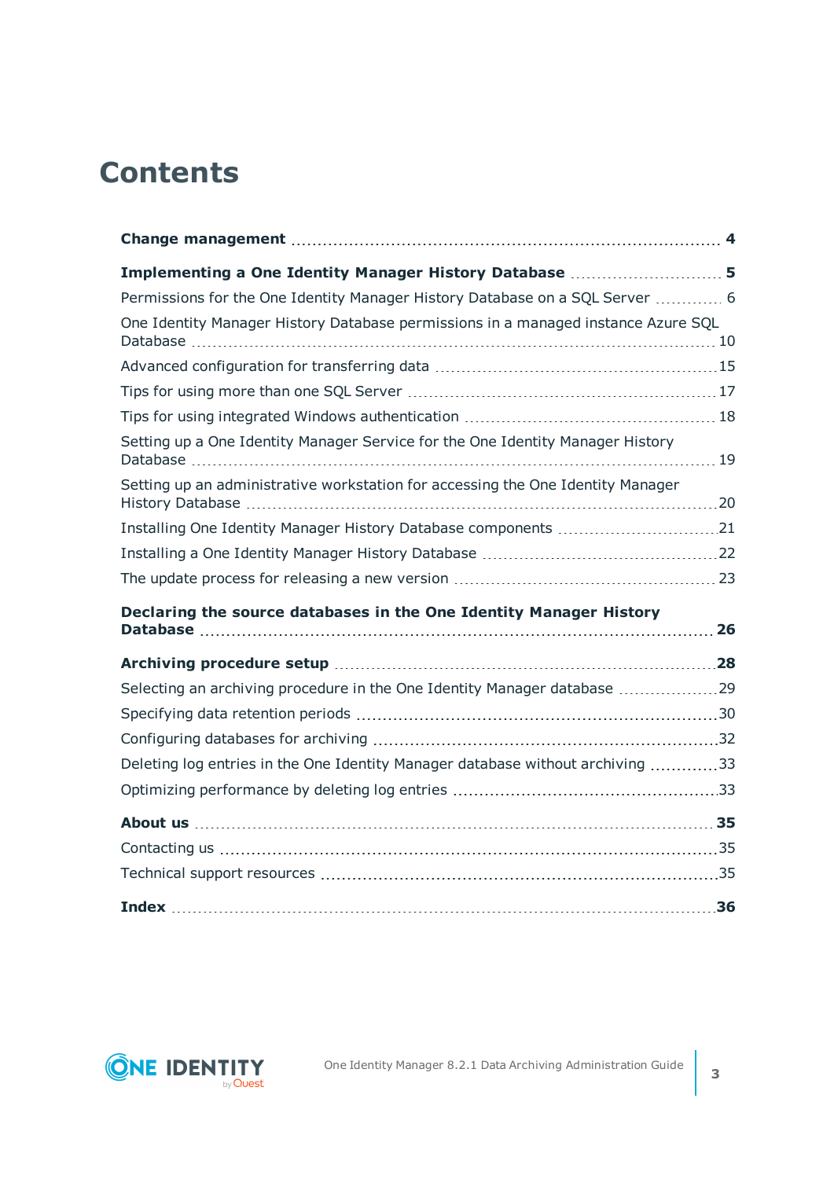# Contents

**Change management** 4

**Implementing a One Identity Manager History Database** 5

Permissions for the One Identity Manager History Database on a SQL Server 6

One Identity Manager History Database permissions in a managed instance Azure SQL Database 10

Advanced configuration for transferring data 15

Tips for using more than one SQL Server 17

Tips for using integrated Windows authentication 18

Setting up a One Identity Manager Service for the One Identity Manager History Database 19

Setting up an administrative workstation for accessing the One Identity Manager History Database 20

Installing One Identity Manager History Database components 21

Installing a One Identity Manager History Database 22

The update process for releasing a new version 23

**Declaring the source databases in the One Identity Manager History Database** 26

**Archiving procedure setup** 28

Selecting an archiving procedure in the One Identity Manager database 29

Specifying data retention periods 30

Configuring databases for archiving 32

Deleting log entries in the One Identity Manager database without archiving 33

Optimizing performance by deleting log entries 33

**About us** 35

Contacting us 35

Technical support resources 35

**Index** 36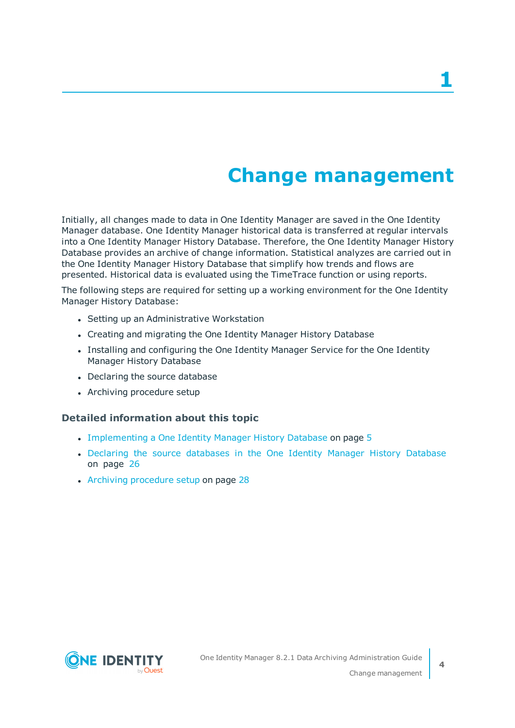# 1 Change management

Initially, all changes made to data in One Identity Manager are saved in the One Identity Manager database. One Identity Manager historical data is transferred at regular intervals into a One Identity Manager History Database. Therefore, the One Identity Manager History Database provides an archive of change information. Statistical analyzes are carried out in the One Identity Manager History Database that simplify how trends and flows are presented. Historical data is evaluated using the TimeTrace function or using reports.

The following steps are required for setting up a working environment for the One Identity Manager History Database:

- Setting up an Administrative Workstation
- Creating and migrating the One Identity Manager History Database
- Installing and configuring the One Identity Manager Service for the One Identity Manager History Database
- Declaring the source database
- Archiving procedure setup

### Detailed information about this topic

- Implementing a One Identity Manager History Database on page 5
- Declaring the source databases in the One Identity Manager History Database on page 26
- Archiving procedure setup on page 28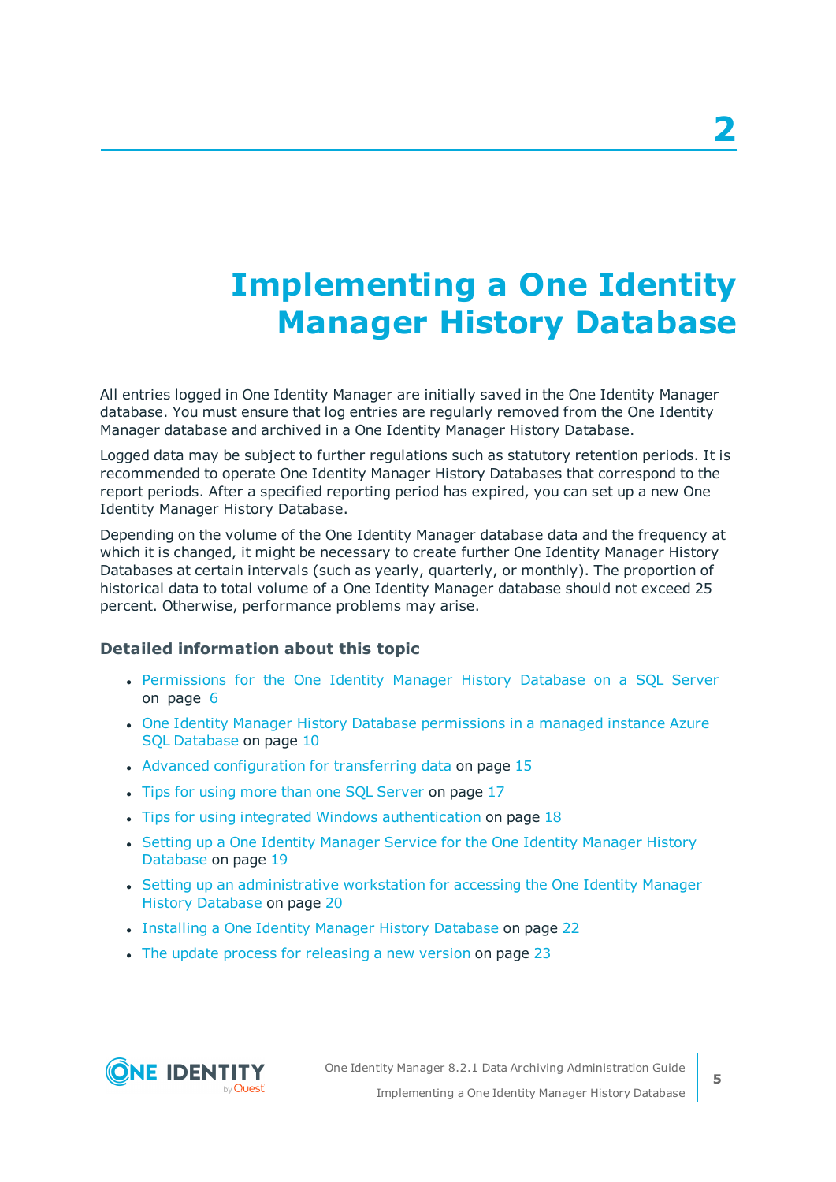# 2 Implementing a One Identity Manager History Database

All entries logged in One Identity Manager are initially saved in the One Identity Manager database. You must ensure that log entries are regularly removed from the One Identity Manager database and archived in a One Identity Manager History Database.

Logged data may be subject to further regulations such as statutory retention periods. It is recommended to operate One Identity Manager History Databases that correspond to the report periods. After a specified reporting period has expired, you can set up a new One Identity Manager History Database.

Depending on the volume of the One Identity Manager database data and the frequency at which it is changed, it might be necessary to create further One Identity Manager History Databases at certain intervals (such as yearly, quarterly, or monthly). The proportion of historical data to total volume of a One Identity Manager database should not exceed 25 percent. Otherwise, performance problems may arise.

### Detailed information about this topic

- Permissions for the One Identity Manager History Database on a SQL Server on page 6
- One Identity Manager History Database permissions in a managed instance Azure SQL Database on page 10
- Advanced configuration for transferring data on page 15
- Tips for using more than one SQL Server on page 17
- Tips for using integrated Windows authentication on page 18
- Setting up a One Identity Manager Service for the One Identity Manager History Database on page 19
- Setting up an administrative workstation for accessing the One Identity Manager History Database on page 20
- Installing a One Identity Manager History Database on page 22
- The update process for releasing a new version on page 23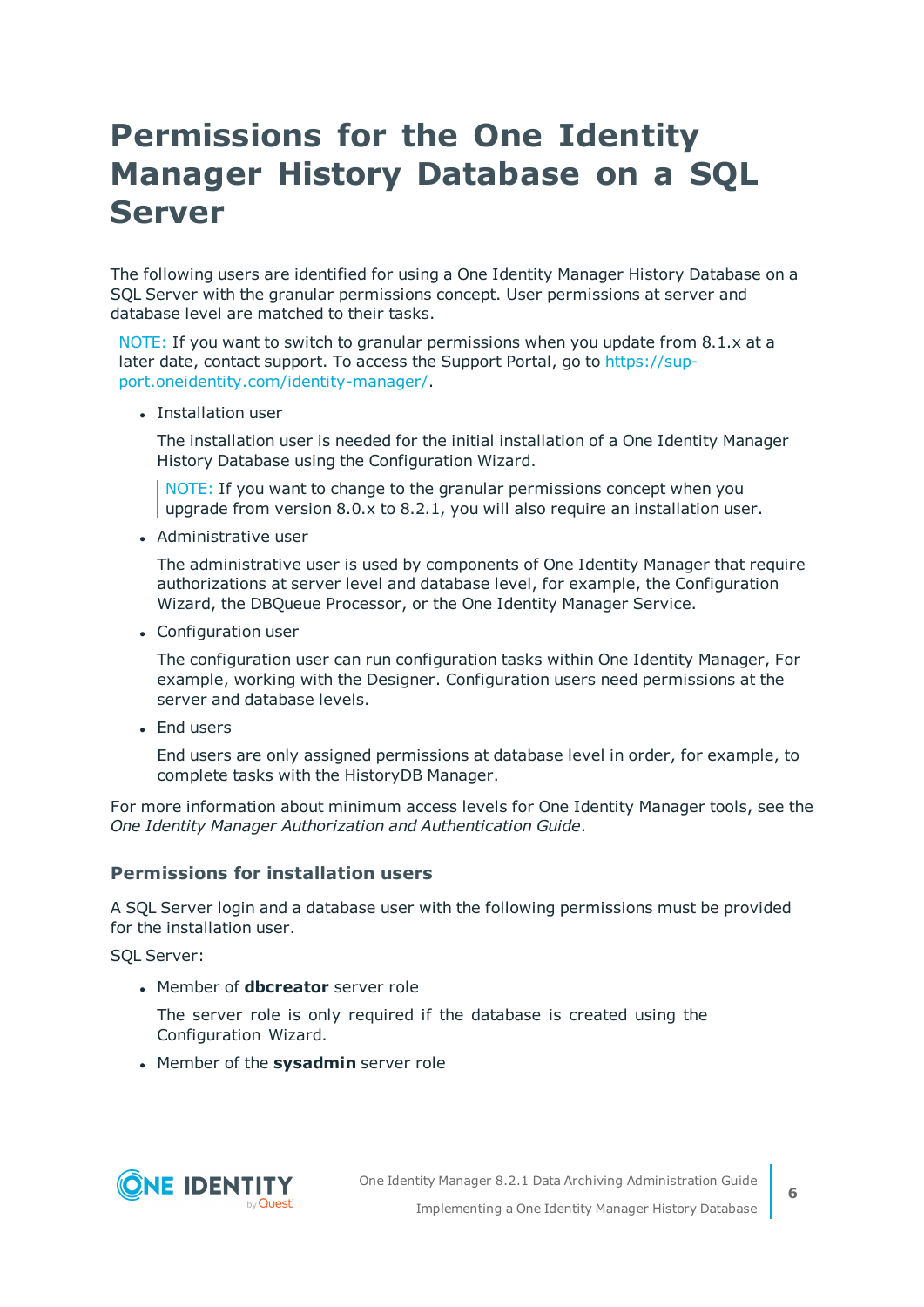# Permissions for the One Identity Manager History Database on a SQL Server

The following users are identified for using a One Identity Manager History Database on a SQL Server with the granular permissions concept. User permissions at server and database level are matched to their tasks.

> NOTE: If you want to switch to granular permissions when you update from 8.1.x at a later date, contact support. To access the Support Portal, go to https://support.oneidentity.com/identity-manager/.

- Installation user

  The installation user is needed for the initial installation of a One Identity Manager History Database using the Configuration Wizard.

  > NOTE: If you want to change to the granular permissions concept when you upgrade from version 8.0.x to 8.2.1, you will also require an installation user.

- Administrative user

  The administrative user is used by components of One Identity Manager that require authorizations at server level and database level, for example, the Configuration Wizard, the DBQueue Processor, or the One Identity Manager Service.

- Configuration user

  The configuration user can run configuration tasks within One Identity Manager, For example, working with the Designer. Configuration users need permissions at the server and database levels.

- End users

  End users are only assigned permissions at database level in order, for example, to complete tasks with the HistoryDB Manager.

For more information about minimum access levels for One Identity Manager tools, see the *One Identity Manager Authorization and Authentication Guide*.

### Permissions for installation users

A SQL Server login and a database user with the following permissions must be provided for the installation user.

SQL Server:

- Member of **dbcreator** server role

  The server role is only required if the database is created using the Configuration Wizard.

- Member of the **sysadmin** server role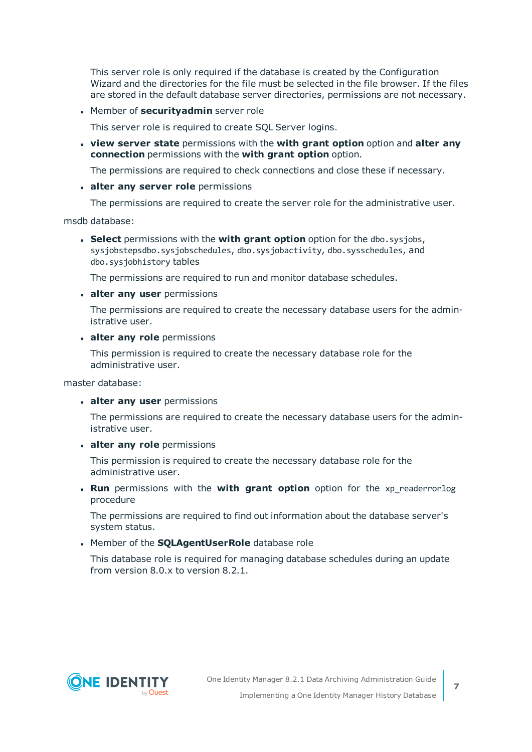This server role is only required if the database is created by the Configuration Wizard and the directories for the file must be selected in the file browser. If the files are stored in the default database server directories, permissions are not necessary.

- Member of **securityadmin** server role

  This server role is required to create SQL Server logins.

- **view server state** permissions with the **with grant option** option and **alter any connection** permissions with the **with grant option** option.

  The permissions are required to check connections and close these if necessary.

- **alter any server role** permissions

  The permissions are required to create the server role for the administrative user.

msdb database:

- **Select** permissions with the **with grant option** option for the `dbo.sysjobs`, `sysjobstepsdbo.sysjobschedules`, `dbo.sysjobactivity`, `dbo.sysschedules`, and `dbo.sysjobhistory` tables

  The permissions are required to run and monitor database schedules.

- **alter any user** permissions

  The permissions are required to create the necessary database users for the administrative user.

- **alter any role** permissions

  This permission is required to create the necessary database role for the administrative user.

master database:

- **alter any user** permissions

  The permissions are required to create the necessary database users for the administrative user.

- **alter any role** permissions

  This permission is required to create the necessary database role for the administrative user.

- **Run** permissions with the **with grant option** option for the `xp_readerrorlog` procedure

  The permissions are required to find out information about the database server's system status.

- Member of the **SQLAgentUserRole** database role

  This database role is required for managing database schedules during an update from version 8.0.x to version 8.2.1.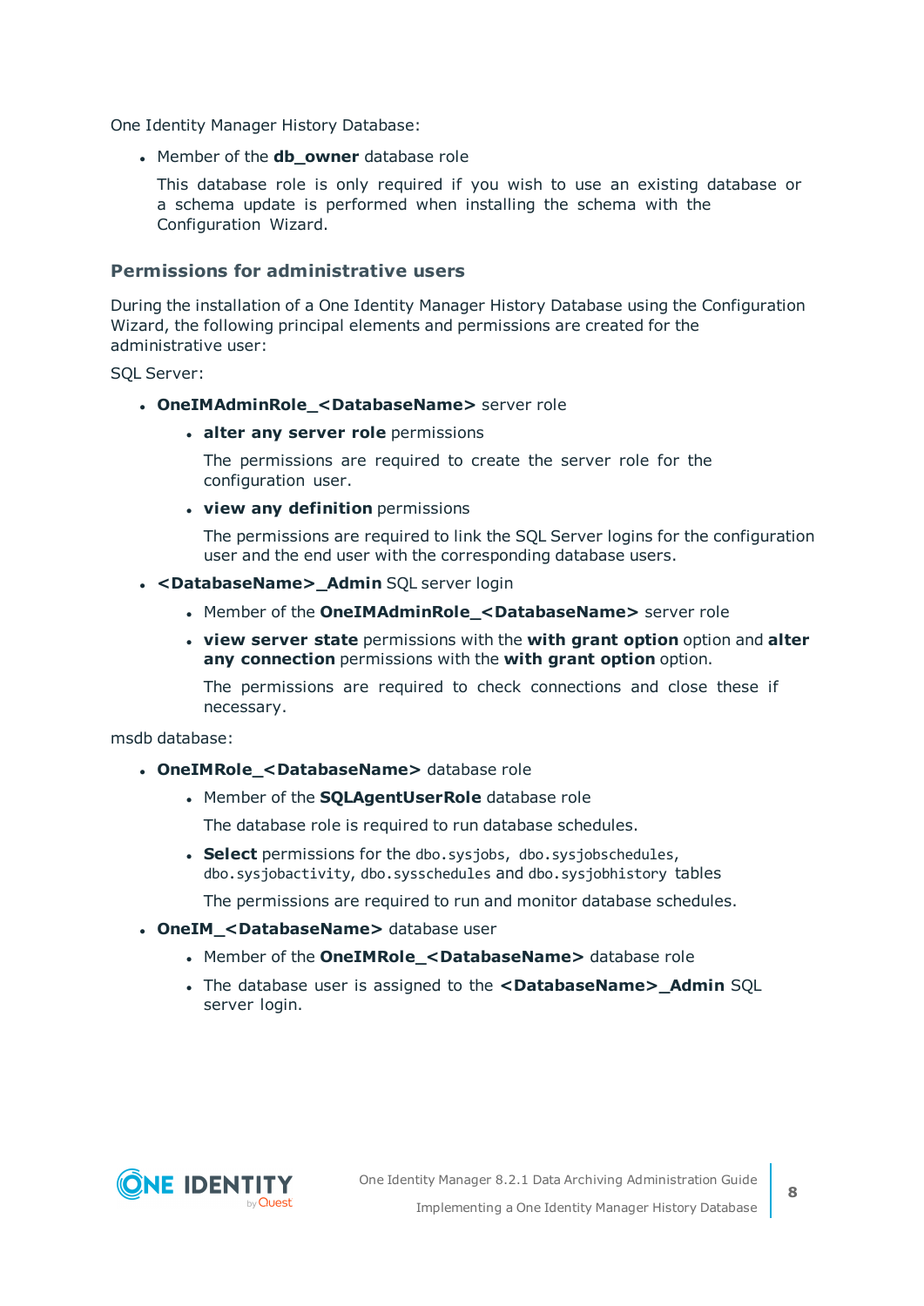One Identity Manager History Database:

- Member of the **db_owner** database role

  This database role is only required if you wish to use an existing database or a schema update is performed when installing the schema with the Configuration Wizard.

### Permissions for administrative users

During the installation of a One Identity Manager History Database using the Configuration Wizard, the following principal elements and permissions are created for the administrative user:

SQL Server:

- **OneIMAdminRole_<DatabaseName>** server role
  - **alter any server role** permissions

    The permissions are required to create the server role for the configuration user.
  - **view any definition** permissions

    The permissions are required to link the SQL Server logins for the configuration user and the end user with the corresponding database users.
- **<DatabaseName>_Admin** SQL server login
  - Member of the **OneIMAdminRole_<DatabaseName>** server role
  - **view server state** permissions with the **with grant option** option and **alter any connection** permissions with the **with grant option** option.

    The permissions are required to check connections and close these if necessary.

msdb database:

- **OneIMRole_<DatabaseName>** database role
  - Member of the **SQLAgentUserRole** database role

    The database role is required to run database schedules.
  - **Select** permissions for the `dbo.sysjobs`, `dbo.sysjobschedules`, `dbo.sysjobactivity`, `dbo.sysschedules` and `dbo.sysjobhistory` tables

    The permissions are required to run and monitor database schedules.
- **OneIM_<DatabaseName>** database user
  - Member of the **OneIMRole_<DatabaseName>** database role
  - The database user is assigned to the **<DatabaseName>_Admin** SQL server login.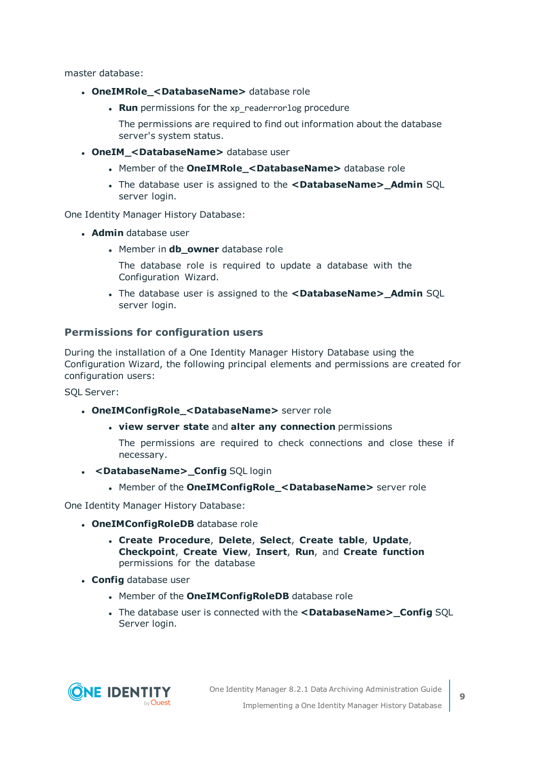master database:

- **OneIMRole_<DatabaseName>** database role
  - **Run** permissions for the `xp_readerrorlog` procedure

    The permissions are required to find out information about the database server's system status.
- **OneIM_<DatabaseName>** database user
  - Member of the **OneIMRole_<DatabaseName>** database role
  - The database user is assigned to the **<DatabaseName>_Admin** SQL server login.

One Identity Manager History Database:

- **Admin** database user
  - Member in **db_owner** database role

    The database role is required to update a database with the Configuration Wizard.
  - The database user is assigned to the **<DatabaseName>_Admin** SQL server login.

### Permissions for configuration users

During the installation of a One Identity Manager History Database using the Configuration Wizard, the following principal elements and permissions are created for configuration users:

SQL Server:

- **OneIMConfigRole_<DatabaseName>** server role
  - **view server state** and **alter any connection** permissions

    The permissions are required to check connections and close these if necessary.
- **<DatabaseName>_Config** SQL login
  - Member of the **OneIMConfigRole_<DatabaseName>** server role

One Identity Manager History Database:

- **OneIMConfigRoleDB** database role
  - **Create Procedure**, **Delete**, **Select**, **Create table**, **Update**, **Checkpoint**, **Create View**, **Insert**, **Run**, and **Create function** permissions for the database
- **Config** database user
  - Member of the **OneIMConfigRoleDB** database role
  - The database user is connected with the **<DatabaseName>_Config** SQL Server login.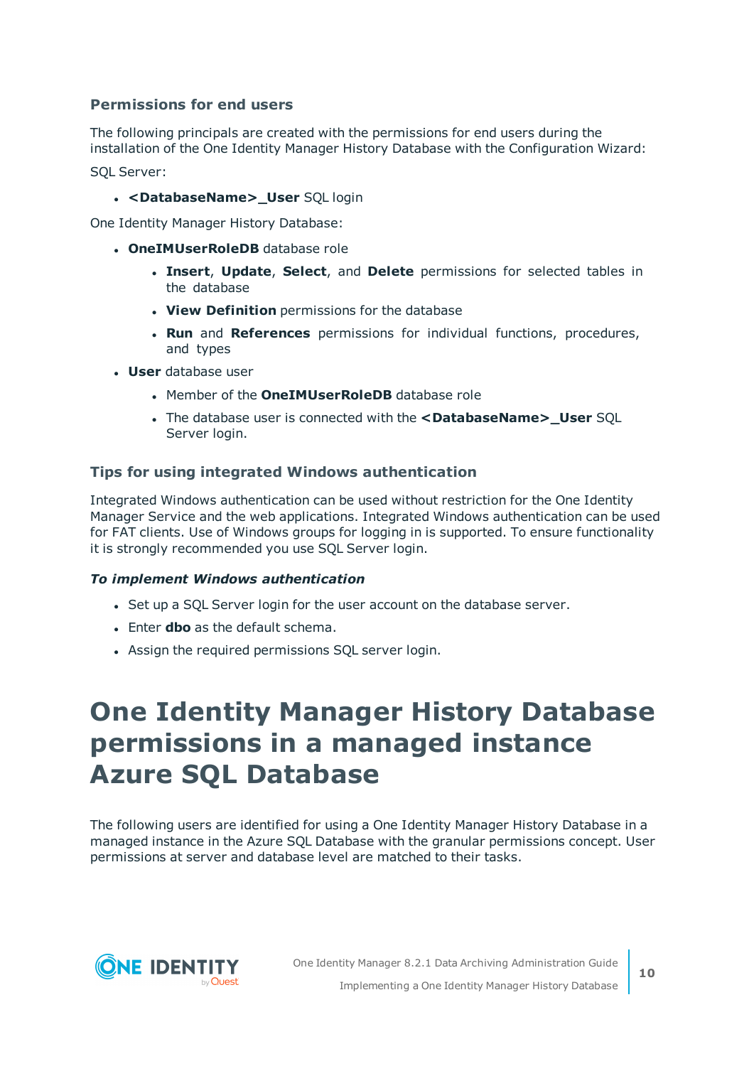### Permissions for end users

The following principals are created with the permissions for end users during the installation of the One Identity Manager History Database with the Configuration Wizard:

SQL Server:

- **<DatabaseName>_User** SQL login

One Identity Manager History Database:

- **OneIMUserRoleDB** database role
  - **Insert**, **Update**, **Select**, and **Delete** permissions for selected tables in the database
  - **View Definition** permissions for the database
  - **Run** and **References** permissions for individual functions, procedures, and types
- **User** database user
  - Member of the **OneIMUserRoleDB** database role
  - The database user is connected with the **<DatabaseName>_User** SQL Server login.

### Tips for using integrated Windows authentication

Integrated Windows authentication can be used without restriction for the One Identity Manager Service and the web applications. Integrated Windows authentication can be used for FAT clients. Use of Windows groups for logging in is supported. To ensure functionality it is strongly recommended you use SQL Server login.

***To implement Windows authentication***

- Set up a SQL Server login for the user account on the database server.
- Enter **dbo** as the default schema.
- Assign the required permissions SQL server login.

# One Identity Manager History Database permissions in a managed instance Azure SQL Database

The following users are identified for using a One Identity Manager History Database in a managed instance in the Azure SQL Database with the granular permissions concept. User permissions at server and database level are matched to their tasks.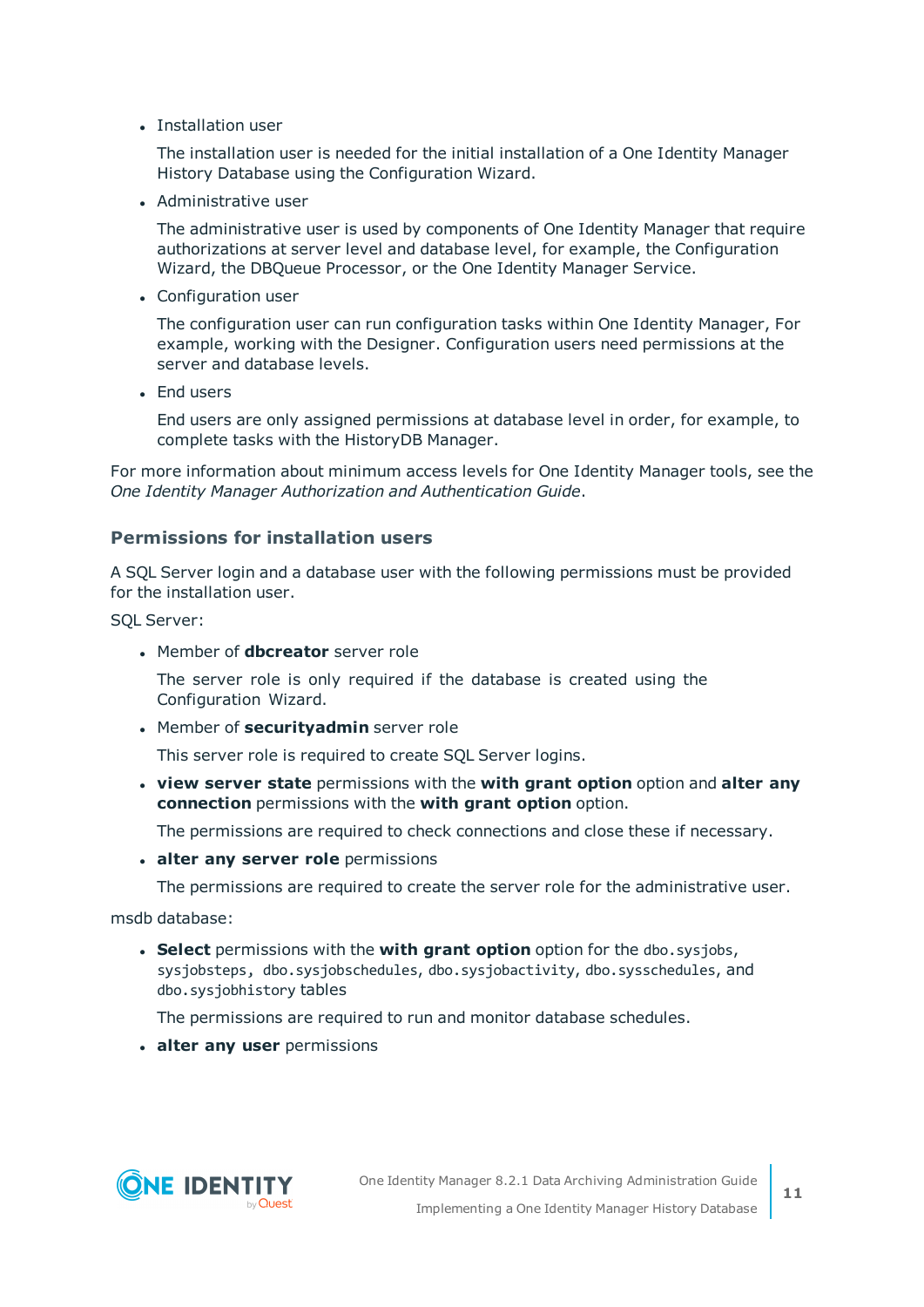- Installation user

  The installation user is needed for the initial installation of a One Identity Manager History Database using the Configuration Wizard.

- Administrative user

  The administrative user is used by components of One Identity Manager that require authorizations at server level and database level, for example, the Configuration Wizard, the DBQueue Processor, or the One Identity Manager Service.

- Configuration user

  The configuration user can run configuration tasks within One Identity Manager, For example, working with the Designer. Configuration users need permissions at the server and database levels.

- End users

  End users are only assigned permissions at database level in order, for example, to complete tasks with the HistoryDB Manager.

For more information about minimum access levels for One Identity Manager tools, see the *One Identity Manager Authorization and Authentication Guide*.

### Permissions for installation users

A SQL Server login and a database user with the following permissions must be provided for the installation user.

SQL Server:

- Member of **dbcreator** server role

  The server role is only required if the database is created using the Configuration Wizard.

- Member of **securityadmin** server role

  This server role is required to create SQL Server logins.

- **view server state** permissions with the **with grant option** option and **alter any connection** permissions with the **with grant option** option.

  The permissions are required to check connections and close these if necessary.

- **alter any server role** permissions

  The permissions are required to create the server role for the administrative user.

msdb database:

- **Select** permissions with the **with grant option** option for the `dbo.sysjobs`, `sysjobsteps`, `dbo.sysjobschedules`, `dbo.sysjobactivity`, `dbo.sysschedules`, and `dbo.sysjobhistory` tables

  The permissions are required to run and monitor database schedules.

- **alter any user** permissions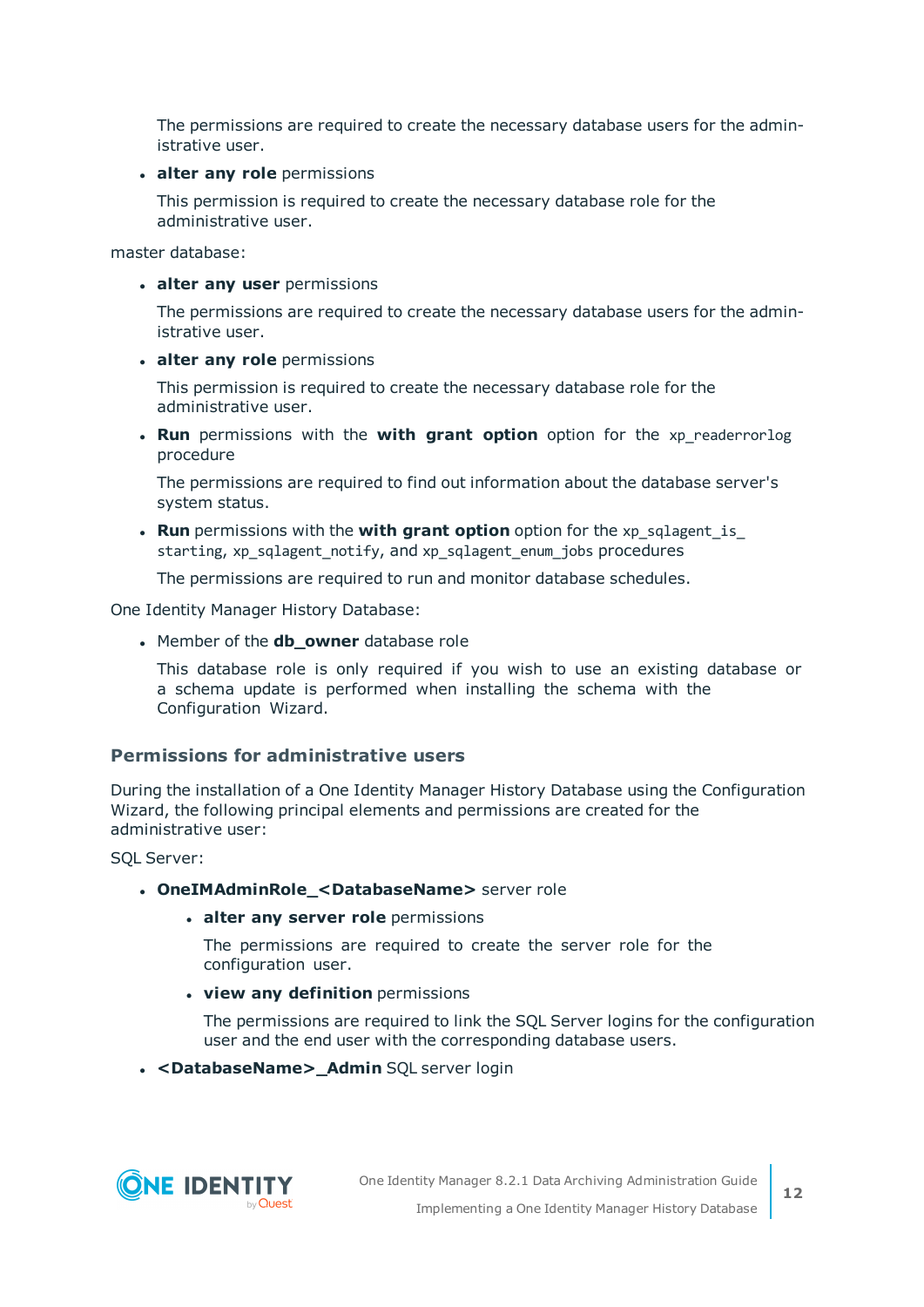The permissions are required to create the necessary database users for the administrative user.

- **alter any role** permissions

  This permission is required to create the necessary database role for the administrative user.

master database:

- **alter any user** permissions

  The permissions are required to create the necessary database users for the administrative user.

- **alter any role** permissions

  This permission is required to create the necessary database role for the administrative user.

- **Run** permissions with the **with grant option** option for the `xp_readerrorlog` procedure

  The permissions are required to find out information about the database server's system status.

- **Run** permissions with the **with grant option** option for the `xp_sqlagent_is_starting`, `xp_sqlagent_notify`, and `xp_sqlagent_enum_jobs` procedures

  The permissions are required to run and monitor database schedules.

One Identity Manager History Database:

- Member of the **db_owner** database role

  This database role is only required if you wish to use an existing database or a schema update is performed when installing the schema with the Configuration Wizard.

### Permissions for administrative users

During the installation of a One Identity Manager History Database using the Configuration Wizard, the following principal elements and permissions are created for the administrative user:

SQL Server:

- **OneIMAdminRole_<DatabaseName>** server role
  - **alter any server role** permissions

    The permissions are required to create the server role for the configuration user.

  - **view any definition** permissions

    The permissions are required to link the SQL Server logins for the configuration user and the end user with the corresponding database users.

- **<DatabaseName>_Admin** SQL server login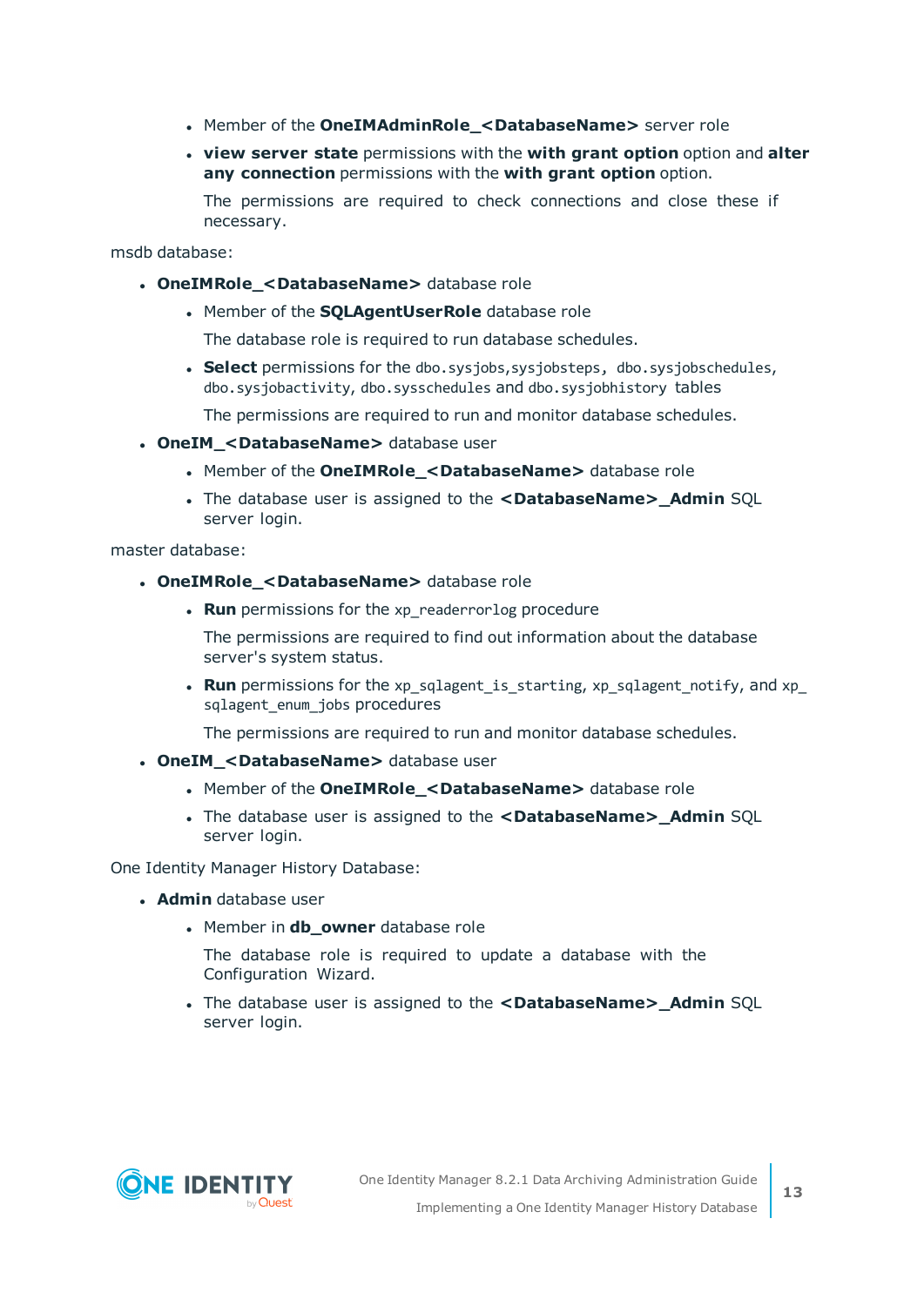- Member of the **OneIMAdminRole_<DatabaseName>** server role
- **view server state** permissions with the **with grant option** option and **alter any connection** permissions with the **with grant option** option.

  The permissions are required to check connections and close these if necessary.

msdb database:

- **OneIMRole_<DatabaseName>** database role
  - Member of the **SQLAgentUserRole** database role

    The database role is required to run database schedules.

  - **Select** permissions for the `dbo.sysjobs`,`sysjobsteps`, `dbo.sysjobschedules`, `dbo.sysjobactivity`, `dbo.sysschedules` and `dbo.sysjobhistory` tables

    The permissions are required to run and monitor database schedules.

- **OneIM_<DatabaseName>** database user
  - Member of the **OneIMRole_<DatabaseName>** database role
  - The database user is assigned to the **<DatabaseName>_Admin** SQL server login.

master database:

- **OneIMRole_<DatabaseName>** database role
  - **Run** permissions for the `xp_readerrorlog` procedure

    The permissions are required to find out information about the database server's system status.

  - **Run** permissions for the `xp_sqlagent_is_starting`, `xp_sqlagent_notify`, and `xp_sqlagent_enum_jobs` procedures

    The permissions are required to run and monitor database schedules.

- **OneIM_<DatabaseName>** database user
  - Member of the **OneIMRole_<DatabaseName>** database role
  - The database user is assigned to the **<DatabaseName>_Admin** SQL server login.

One Identity Manager History Database:

- **Admin** database user
  - Member in **db_owner** database role

    The database role is required to update a database with the Configuration Wizard.

  - The database user is assigned to the **<DatabaseName>_Admin** SQL server login.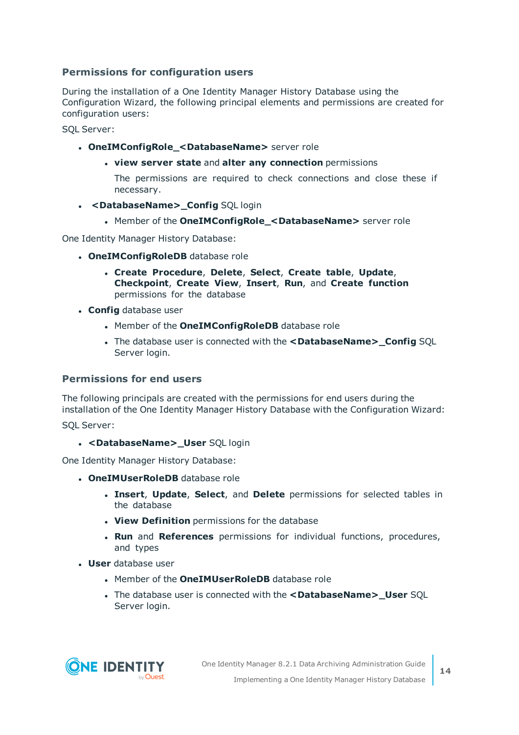### Permissions for configuration users

During the installation of a One Identity Manager History Database using the Configuration Wizard, the following principal elements and permissions are created for configuration users:

SQL Server:

- **OneIMConfigRole_<DatabaseName>** server role
    - **view server state** and **alter any connection** permissions

      The permissions are required to check connections and close these if necessary.
- **<DatabaseName>_Config** SQL login
    - Member of the **OneIMConfigRole_<DatabaseName>** server role

One Identity Manager History Database:

- **OneIMConfigRoleDB** database role
    - **Create Procedure**, **Delete**, **Select**, **Create table**, **Update**, **Checkpoint**, **Create View**, **Insert**, **Run**, and **Create function** permissions for the database
- **Config** database user
    - Member of the **OneIMConfigRoleDB** database role
    - The database user is connected with the **<DatabaseName>_Config** SQL Server login.

### Permissions for end users

The following principals are created with the permissions for end users during the installation of the One Identity Manager History Database with the Configuration Wizard:

SQL Server:

- **<DatabaseName>_User** SQL login

One Identity Manager History Database:

- **OneIMUserRoleDB** database role
    - **Insert**, **Update**, **Select**, and **Delete** permissions for selected tables in the database
    - **View Definition** permissions for the database
    - **Run** and **References** permissions for individual functions, procedures, and types
- **User** database user
    - Member of the **OneIMUserRoleDB** database role
    - The database user is connected with the **<DatabaseName>_User** SQL Server login.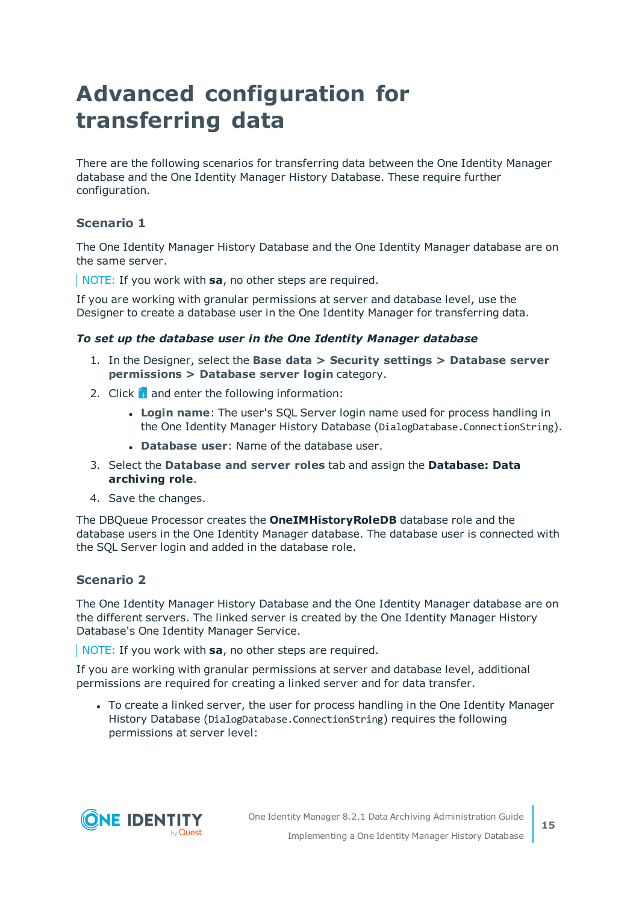# Advanced configuration for transferring data

There are the following scenarios for transferring data between the One Identity Manager database and the One Identity Manager History Database. These require further configuration.

### Scenario 1

The One Identity Manager History Database and the One Identity Manager database are on the same server.

NOTE: If you work with **sa**, no other steps are required.

If you are working with granular permissions at server and database level, use the Designer to create a database user in the One Identity Manager for transferring data.

***To set up the database user in the One Identity Manager database***

1. In the Designer, select the **Base data > Security settings > Database server permissions > Database server login** category.
2. Click and enter the following information:
   - **Login name**: The user's SQL Server login name used for process handling in the One Identity Manager History Database (`DialogDatabase.ConnectionString`).
   - **Database user**: Name of the database user.
3. Select the **Database and server roles** tab and assign the **Database: Data archiving role**.
4. Save the changes.

The DBQueue Processor creates the **OneIMHistoryRoleDB** database role and the database users in the One Identity Manager database. The database user is connected with the SQL Server login and added in the database role.

### Scenario 2

The One Identity Manager History Database and the One Identity Manager database are on the different servers. The linked server is created by the One Identity Manager History Database's One Identity Manager Service.

NOTE: If you work with **sa**, no other steps are required.

If you are working with granular permissions at server and database level, additional permissions are required for creating a linked server and for data transfer.

- To create a linked server, the user for process handling in the One Identity Manager History Database (`DialogDatabase.ConnectionString`) requires the following permissions at server level: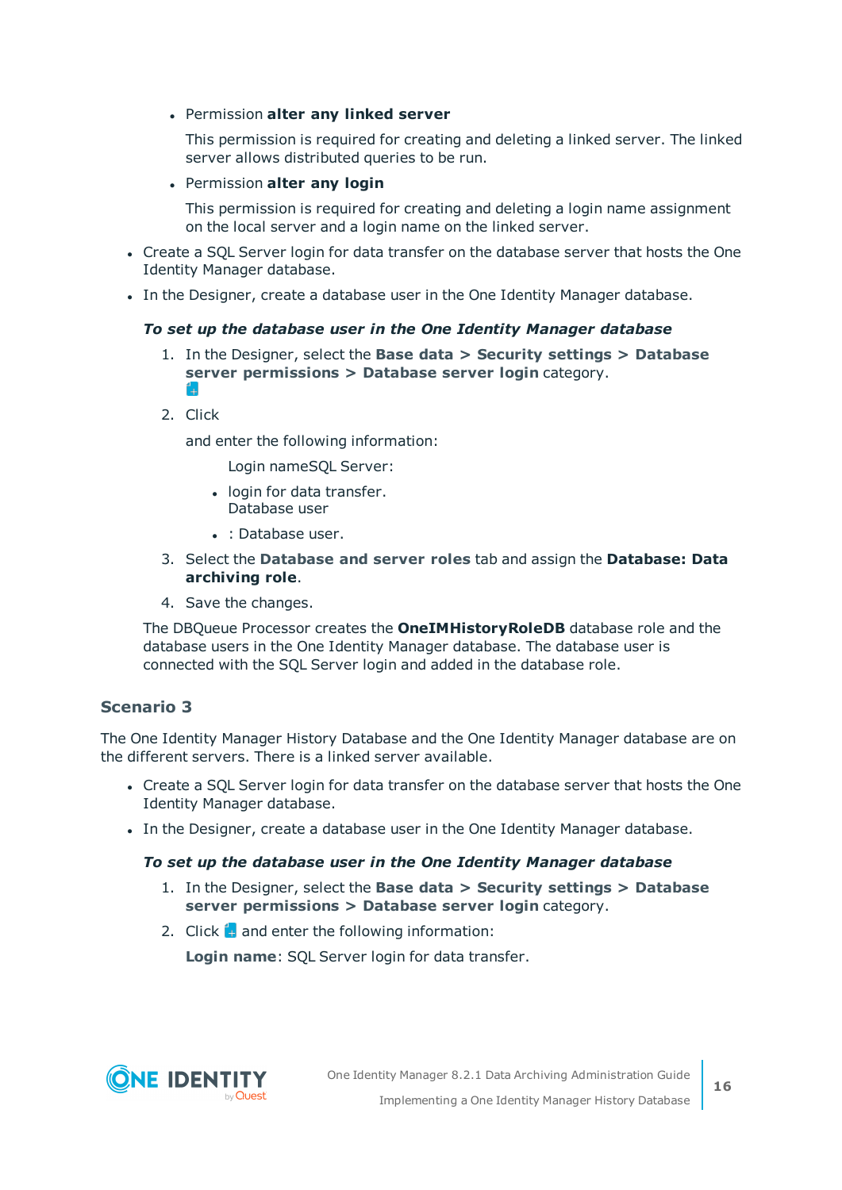- Permission **alter any linked server**

  This permission is required for creating and deleting a linked server. The linked server allows distributed queries to be run.

- Permission **alter any login**

  This permission is required for creating and deleting a login name assignment on the local server and a login name on the linked server.

- Create a SQL Server login for data transfer on the database server that hosts the One Identity Manager database.
- In the Designer, create a database user in the One Identity Manager database.

***To set up the database user in the One Identity Manager database***

1. In the Designer, select the **Base data > Security settings > Database server permissions > Database server login** category.
2. Click

   and enter the following information:

   Login nameSQL Server:

   - login for data transfer.
     Database user
   - : Database user.
3. Select the **Database and server roles** tab and assign the **Database: Data archiving role**.
4. Save the changes.

The DBQueue Processor creates the **OneIMHistoryRoleDB** database role and the database users in the One Identity Manager database. The database user is connected with the SQL Server login and added in the database role.

## Scenario 3

The One Identity Manager History Database and the One Identity Manager database are on the different servers. There is a linked server available.

- Create a SQL Server login for data transfer on the database server that hosts the One Identity Manager database.
- In the Designer, create a database user in the One Identity Manager database.

***To set up the database user in the One Identity Manager database***

1. In the Designer, select the **Base data > Security settings > Database server permissions > Database server login** category.
2. Click and enter the following information:

   **Login name**: SQL Server login for data transfer.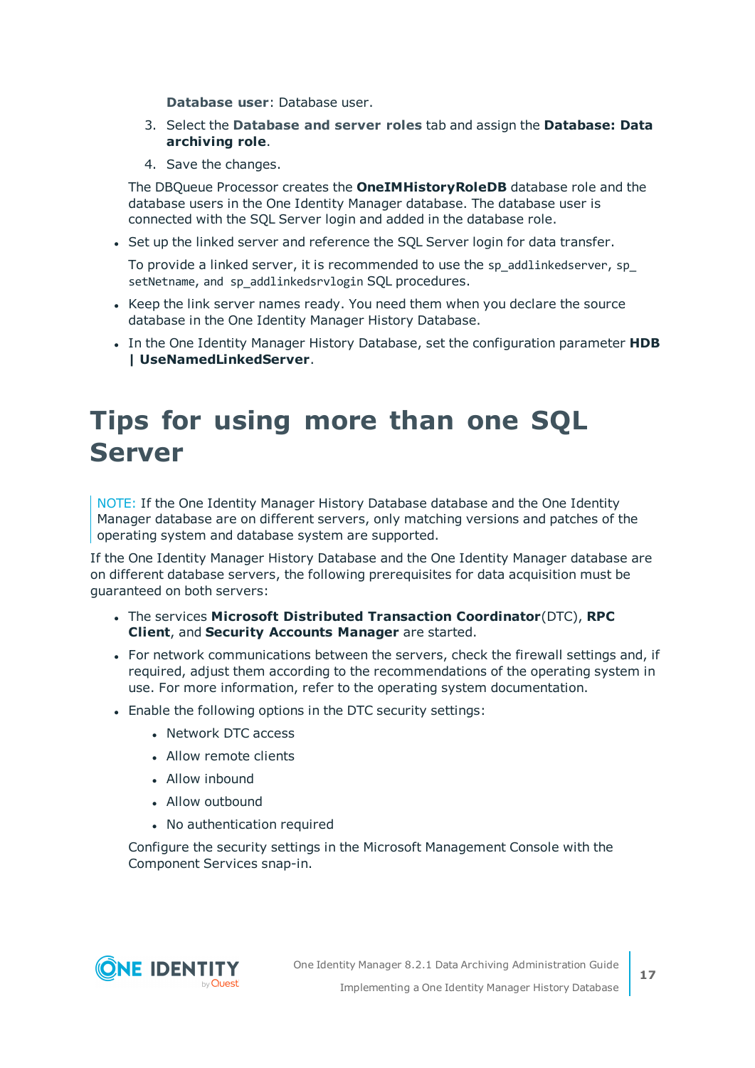**Database user**: Database user.

3. Select the **Database and server roles** tab and assign the **Database: Data archiving role**.
4. Save the changes.

The DBQueue Processor creates the **OneIMHistoryRoleDB** database role and the database users in the One Identity Manager database. The database user is connected with the SQL Server login and added in the database role.

- Set up the linked server and reference the SQL Server login for data transfer.

  To provide a linked server, it is recommended to use the `sp_addlinkedserver`, `sp_setNetname`, and `sp_addlinkedsrvlogin` SQL procedures.
- Keep the link server names ready. You need them when you declare the source database in the One Identity Manager History Database.
- In the One Identity Manager History Database, set the configuration parameter **HDB | UseNamedLinkedServer**.

# Tips for using more than one SQL Server

NOTE: If the One Identity Manager History Database database and the One Identity Manager database are on different servers, only matching versions and patches of the operating system and database system are supported.

If the One Identity Manager History Database and the One Identity Manager database are on different database servers, the following prerequisites for data acquisition must be guaranteed on both servers:

- The services **Microsoft Distributed Transaction Coordinator**(DTC), **RPC Client**, and **Security Accounts Manager** are started.
- For network communications between the servers, check the firewall settings and, if required, adjust them according to the recommendations of the operating system in use. For more information, refer to the operating system documentation.
- Enable the following options in the DTC security settings:
  - Network DTC access
  - Allow remote clients
  - Allow inbound
  - Allow outbound
  - No authentication required

  Configure the security settings in the Microsoft Management Console with the Component Services snap-in.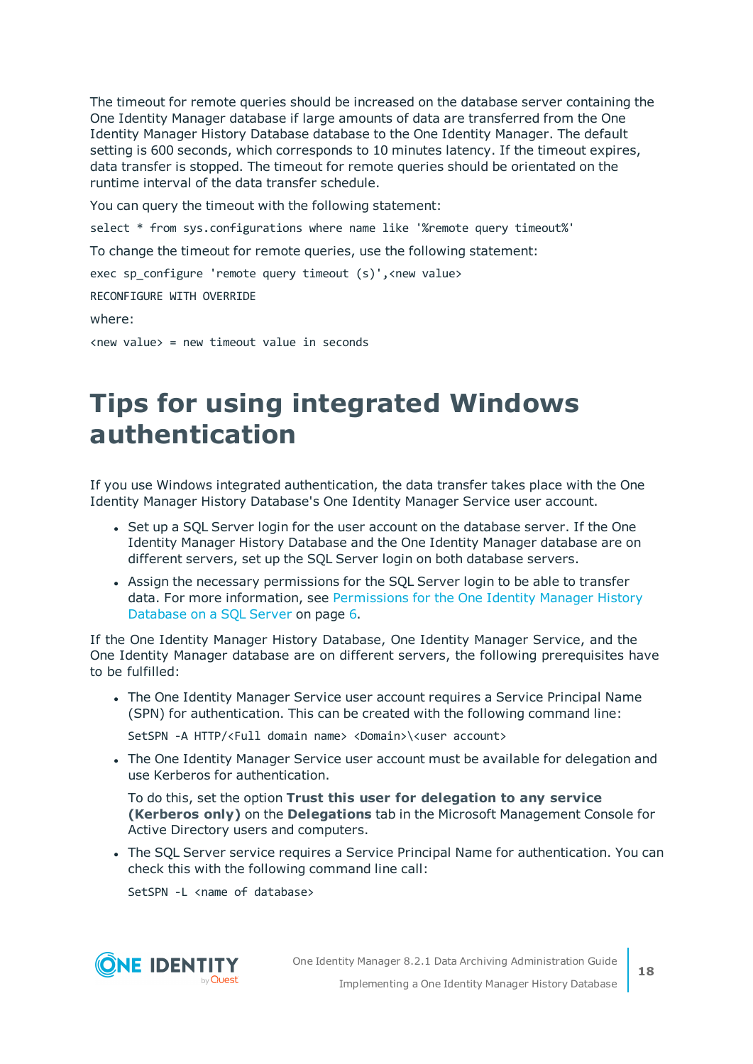The timeout for remote queries should be increased on the database server containing the One Identity Manager database if large amounts of data are transferred from the One Identity Manager History Database database to the One Identity Manager. The default setting is 600 seconds, which corresponds to 10 minutes latency. If the timeout expires, data transfer is stopped. The timeout for remote queries should be orientated on the runtime interval of the data transfer schedule.

You can query the timeout with the following statement:

```
select * from sys.configurations where name like '%remote query timeout%'
```

To change the timeout for remote queries, use the following statement:

```
exec sp_configure 'remote query timeout (s)',<new value>
```

```
RECONFIGURE WITH OVERRIDE
```

where:

```
<new value> = new timeout value in seconds
```

# Tips for using integrated Windows authentication

If you use Windows integrated authentication, the data transfer takes place with the One Identity Manager History Database's One Identity Manager Service user account.

- Set up a SQL Server login for the user account on the database server. If the One Identity Manager History Database and the One Identity Manager database are on different servers, set up the SQL Server login on both database servers.
- Assign the necessary permissions for the SQL Server login to be able to transfer data. For more information, see Permissions for the One Identity Manager History Database on a SQL Server on page 6.

If the One Identity Manager History Database, One Identity Manager Service, and the One Identity Manager database are on different servers, the following prerequisites have to be fulfilled:

- The One Identity Manager Service user account requires a Service Principal Name (SPN) for authentication. This can be created with the following command line:

  ```
  SetSPN -A HTTP/<Full domain name> <Domain>\<user account>
  ```

- The One Identity Manager Service user account must be available for delegation and use Kerberos for authentication.

  To do this, set the option **Trust this user for delegation to any service (Kerberos only)** on the **Delegations** tab in the Microsoft Management Console for Active Directory users and computers.

- The SQL Server service requires a Service Principal Name for authentication. You can check this with the following command line call:

  ```
  SetSPN -L <name of database>
  ```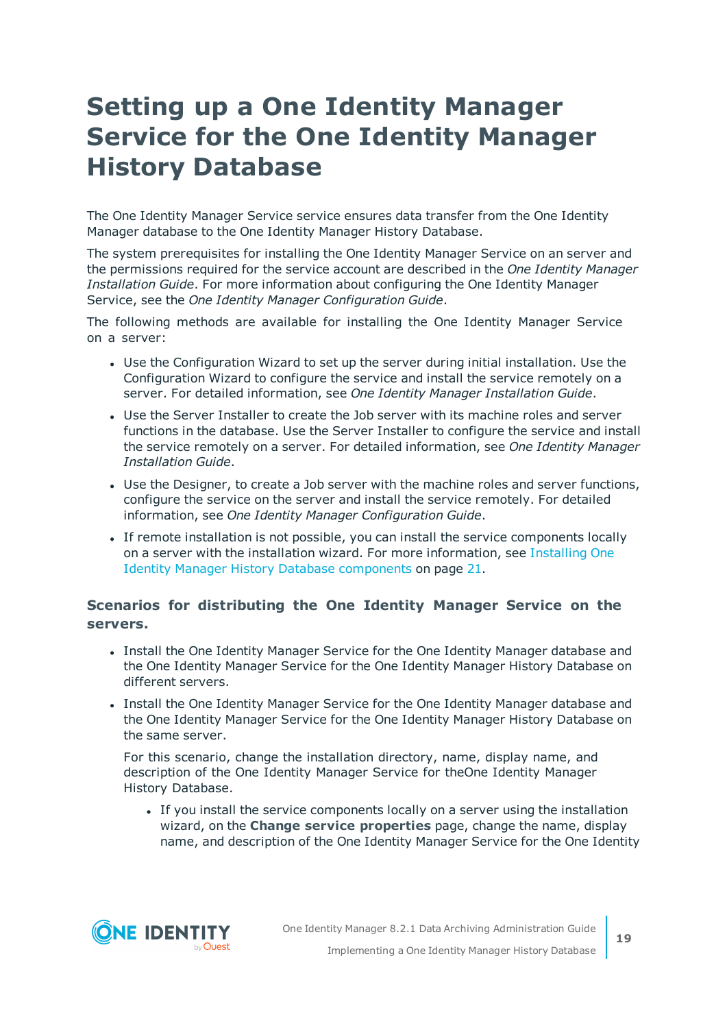# Setting up a One Identity Manager Service for the One Identity Manager History Database

The One Identity Manager Service service ensures data transfer from the One Identity Manager database to the One Identity Manager History Database.

The system prerequisites for installing the One Identity Manager Service on an server and the permissions required for the service account are described in the *One Identity Manager Installation Guide*. For more information about configuring the One Identity Manager Service, see the *One Identity Manager Configuration Guide*.

The following methods are available for installing the One Identity Manager Service on a server:

- Use the Configuration Wizard to set up the server during initial installation. Use the Configuration Wizard to configure the service and install the service remotely on a server. For detailed information, see *One Identity Manager Installation Guide*.
- Use the Server Installer to create the Job server with its machine roles and server functions in the database. Use the Server Installer to configure the service and install the service remotely on a server. For detailed information, see *One Identity Manager Installation Guide*.
- Use the Designer, to create a Job server with the machine roles and server functions, configure the service on the server and install the service remotely. For detailed information, see *One Identity Manager Configuration Guide*.
- If remote installation is not possible, you can install the service components locally on a server with the installation wizard. For more information, see Installing One Identity Manager History Database components on page 21.

### Scenarios for distributing the One Identity Manager Service on the servers.

- Install the One Identity Manager Service for the One Identity Manager database and the One Identity Manager Service for the One Identity Manager History Database on different servers.
- Install the One Identity Manager Service for the One Identity Manager database and the One Identity Manager Service for the One Identity Manager History Database on the same server.

  For this scenario, change the installation directory, name, display name, and description of the One Identity Manager Service for theOne Identity Manager History Database.

  - If you install the service components locally on a server using the installation wizard, on the **Change service properties** page, change the name, display name, and description of the One Identity Manager Service for the One Identity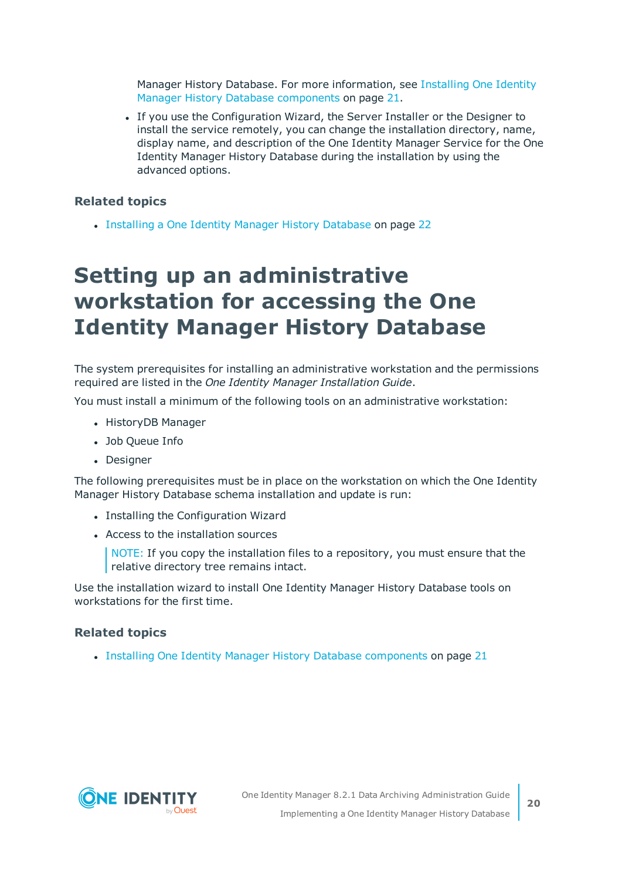Manager History Database. For more information, see Installing One Identity Manager History Database components on page 21.

- If you use the Configuration Wizard, the Server Installer or the Designer to install the service remotely, you can change the installation directory, name, display name, and description of the One Identity Manager Service for the One Identity Manager History Database during the installation by using the advanced options.

### Related topics

- Installing a One Identity Manager History Database on page 22

# Setting up an administrative workstation for accessing the One Identity Manager History Database

The system prerequisites for installing an administrative workstation and the permissions required are listed in the *One Identity Manager Installation Guide*.

You must install a minimum of the following tools on an administrative workstation:

- HistoryDB Manager
- Job Queue Info
- Designer

The following prerequisites must be in place on the workstation on which the One Identity Manager History Database schema installation and update is run:

- Installing the Configuration Wizard
- Access to the installation sources

 NOTE: If you copy the installation files to a repository, you must ensure that the relative directory tree remains intact.

Use the installation wizard to install One Identity Manager History Database tools on workstations for the first time.

### Related topics

- Installing One Identity Manager History Database components on page 21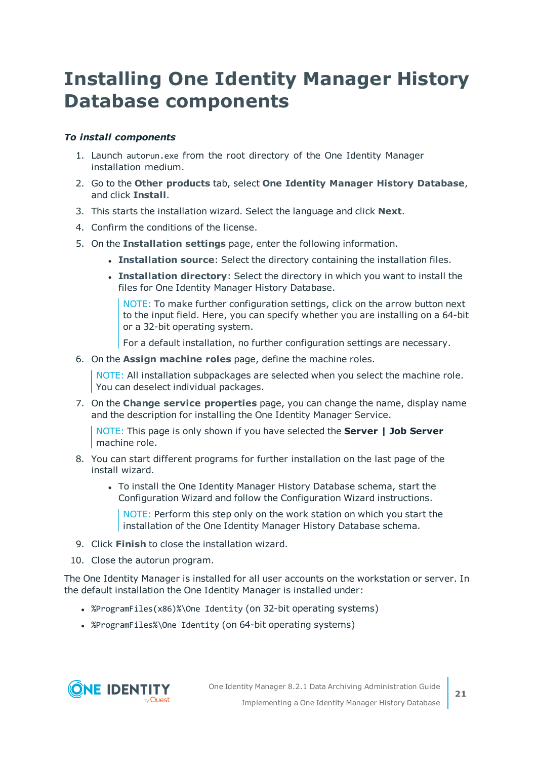# Installing One Identity Manager History Database components

***To install components***

1. Launch `autorun.exe` from the root directory of the One Identity Manager installation medium.
2. Go to the **Other products** tab, select **One Identity Manager History Database**, and click **Install**.
3. This starts the installation wizard. Select the language and click **Next**.
4. Confirm the conditions of the license.
5. On the **Installation settings** page, enter the following information.
   - **Installation source**: Select the directory containing the installation files.
   - **Installation directory**: Select the directory in which you want to install the files for One Identity Manager History Database.

     NOTE: To make further configuration settings, click on the arrow button next to the input field. Here, you can specify whether you are installing on a 64-bit or a 32-bit operating system.

     For a default installation, no further configuration settings are necessary.
6. On the **Assign machine roles** page, define the machine roles.

   NOTE: All installation subpackages are selected when you select the machine role. You can deselect individual packages.
7. On the **Change service properties** page, you can change the name, display name and the description for installing the One Identity Manager Service.

   NOTE: This page is only shown if you have selected the **Server | Job Server** machine role.
8. You can start different programs for further installation on the last page of the install wizard.
   - To install the One Identity Manager History Database schema, start the Configuration Wizard and follow the Configuration Wizard instructions.

     NOTE: Perform this step only on the work station on which you start the installation of the One Identity Manager History Database schema.
9. Click **Finish** to close the installation wizard.
10. Close the autorun program.

The One Identity Manager is installed for all user accounts on the workstation or server. In the default installation the One Identity Manager is installed under:

- `%ProgramFiles(x86)%\One Identity` (on 32-bit operating systems)
- `%ProgramFiles%\One Identity` (on 64-bit operating systems)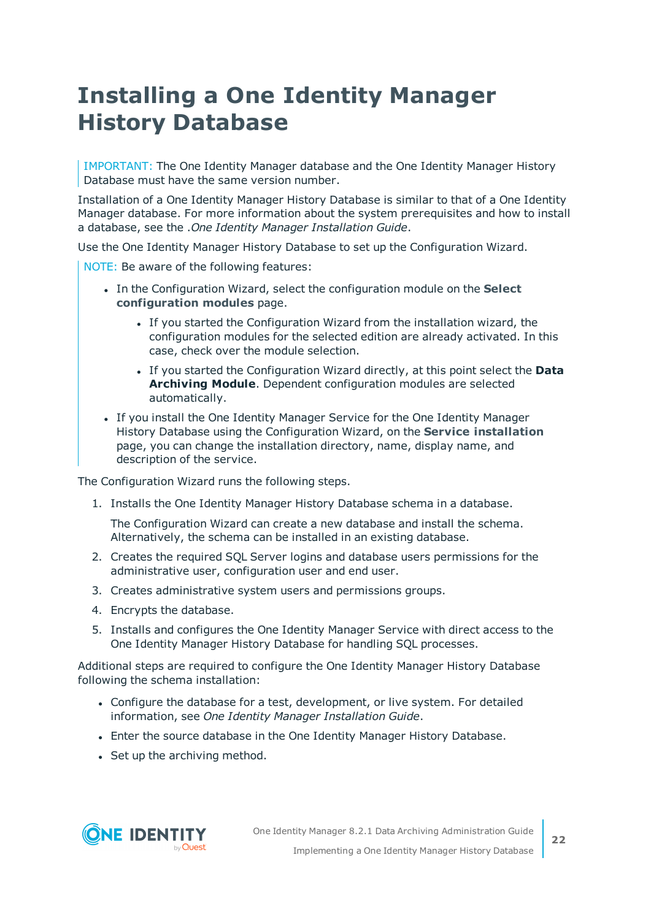# Installing a One Identity Manager History Database

IMPORTANT: The One Identity Manager database and the One Identity Manager History Database must have the same version number.

Installation of a One Identity Manager History Database is similar to that of a One Identity Manager database. For more information about the system prerequisites and how to install a database, see the .*One Identity Manager Installation Guide*.

Use the One Identity Manager History Database to set up the Configuration Wizard.

NOTE: Be aware of the following features:

- In the Configuration Wizard, select the configuration module on the **Select configuration modules** page.
  - If you started the Configuration Wizard from the installation wizard, the configuration modules for the selected edition are already activated. In this case, check over the module selection.
  - If you started the Configuration Wizard directly, at this point select the **Data Archiving Module**. Dependent configuration modules are selected automatically.
- If you install the One Identity Manager Service for the One Identity Manager History Database using the Configuration Wizard, on the **Service installation** page, you can change the installation directory, name, display name, and description of the service.

The Configuration Wizard runs the following steps.

1. Installs the One Identity Manager History Database schema in a database.

   The Configuration Wizard can create a new database and install the schema. Alternatively, the schema can be installed in an existing database.
2. Creates the required SQL Server logins and database users permissions for the administrative user, configuration user and end user.
3. Creates administrative system users and permissions groups.
4. Encrypts the database.
5. Installs and configures the One Identity Manager Service with direct access to the One Identity Manager History Database for handling SQL processes.

Additional steps are required to configure the One Identity Manager History Database following the schema installation:

- Configure the database for a test, development, or live system. For detailed information, see *One Identity Manager Installation Guide*.
- Enter the source database in the One Identity Manager History Database.
- Set up the archiving method.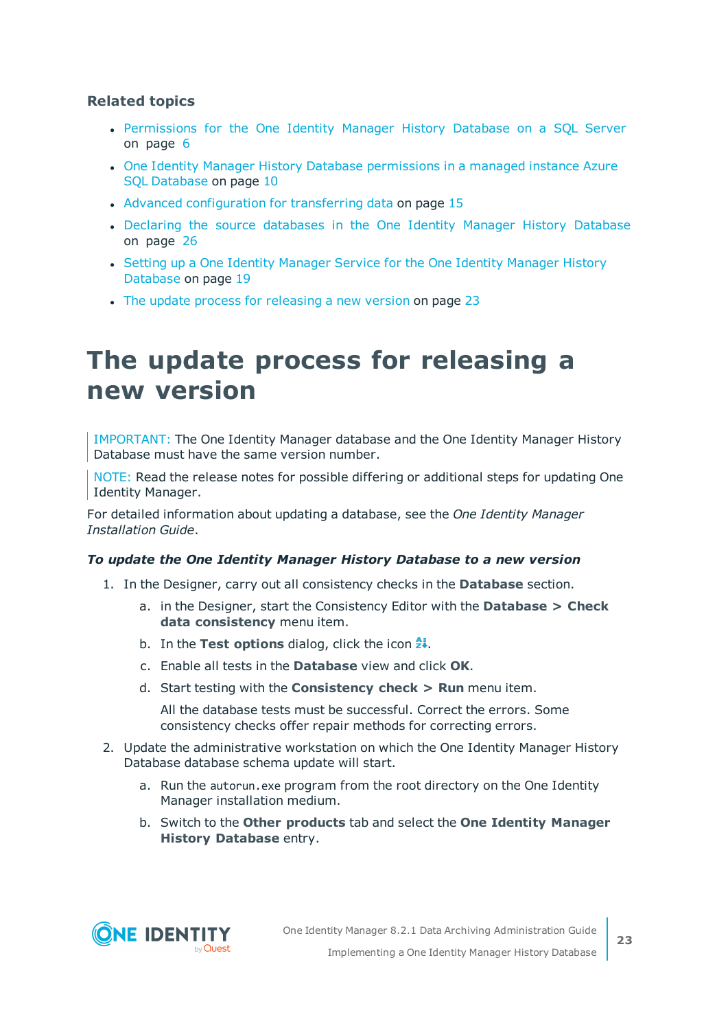**Related topics**

- Permissions for the One Identity Manager History Database on a SQL Server on page 6
- One Identity Manager History Database permissions in a managed instance Azure SQL Database on page 10
- Advanced configuration for transferring data on page 15
- Declaring the source databases in the One Identity Manager History Database on page 26
- Setting up a One Identity Manager Service for the One Identity Manager History Database on page 19
- The update process for releasing a new version on page 23

# The update process for releasing a new version

IMPORTANT: The One Identity Manager database and the One Identity Manager History Database must have the same version number.

NOTE: Read the release notes for possible differing or additional steps for updating One Identity Manager.

For detailed information about updating a database, see the *One Identity Manager Installation Guide*.

***To update the One Identity Manager History Database to a new version***

1. In the Designer, carry out all consistency checks in the **Database** section.
   a. in the Designer, start the Consistency Editor with the **Database > Check data consistency** menu item.
   b. In the **Test options** dialog, click the icon .
   c. Enable all tests in the **Database** view and click **OK**.
   d. Start testing with the **Consistency check > Run** menu item.

      All the database tests must be successful. Correct the errors. Some consistency checks offer repair methods for correcting errors.
2. Update the administrative workstation on which the One Identity Manager History Database database schema update will start.
   a. Run the `autorun.exe` program from the root directory on the One Identity Manager installation medium.
   b. Switch to the **Other products** tab and select the **One Identity Manager History Database** entry.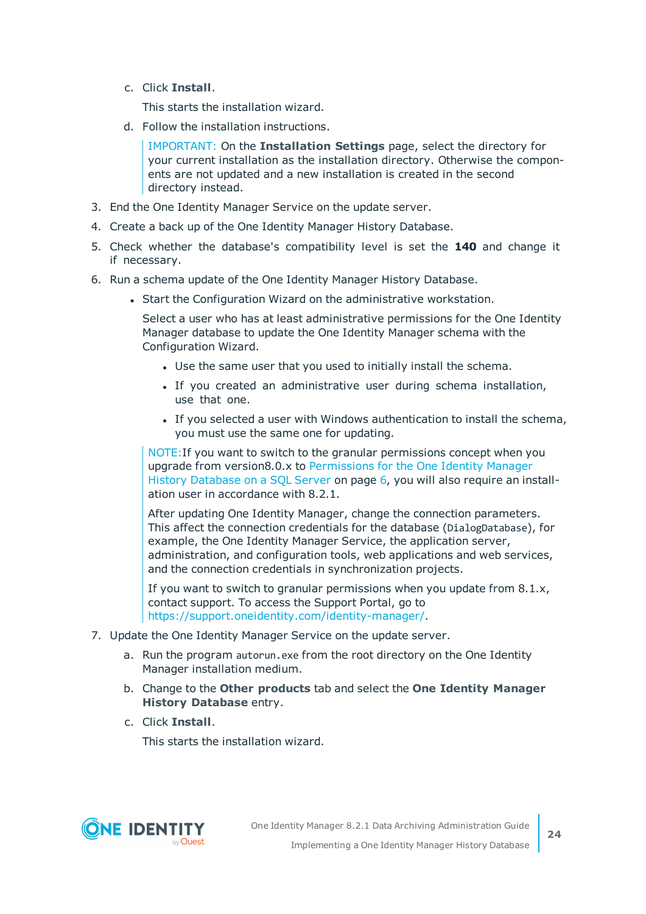c. Click **Install**.

      This starts the installation wizard.

   d. Follow the installation instructions.

      > IMPORTANT: On the **Installation Settings** page, select the directory for your current installation as the installation directory. Otherwise the components are not updated and a new installation is created in the second directory instead.

3. End the One Identity Manager Service on the update server.
4. Create a back up of the One Identity Manager History Database.
5. Check whether the database's compatibility level is set the **140** and change it if necessary.
6. Run a schema update of the One Identity Manager History Database.
   - Start the Configuration Wizard on the administrative workstation.

     Select a user who has at least administrative permissions for the One Identity Manager database to update the One Identity Manager schema with the Configuration Wizard.

     - Use the same user that you used to initially install the schema.
     - If you created an administrative user during schema installation, use that one.
     - If you selected a user with Windows authentication to install the schema, you must use the same one for updating.

   > NOTE:If you want to switch to the granular permissions concept when you upgrade from version8.0.x to Permissions for the One Identity Manager History Database on a SQL Server on page 6, you will also require an installation user in accordance with 8.2.1.
   >
   > After updating One Identity Manager, change the connection parameters. This affect the connection credentials for the database (`DialogDatabase`), for example, the One Identity Manager Service, the application server, administration, and configuration tools, web applications and web services, and the connection credentials in synchronization projects.
   >
   > If you want to switch to granular permissions when you update from 8.1.x, contact support. To access the Support Portal, go to https://support.oneidentity.com/identity-manager/.

7. Update the One Identity Manager Service on the update server.

   a. Run the program `autorun.exe` from the root directory on the One Identity Manager installation medium.

   b. Change to the **Other products** tab and select the **One Identity Manager History Database** entry.

   c. Click **Install**.

      This starts the installation wizard.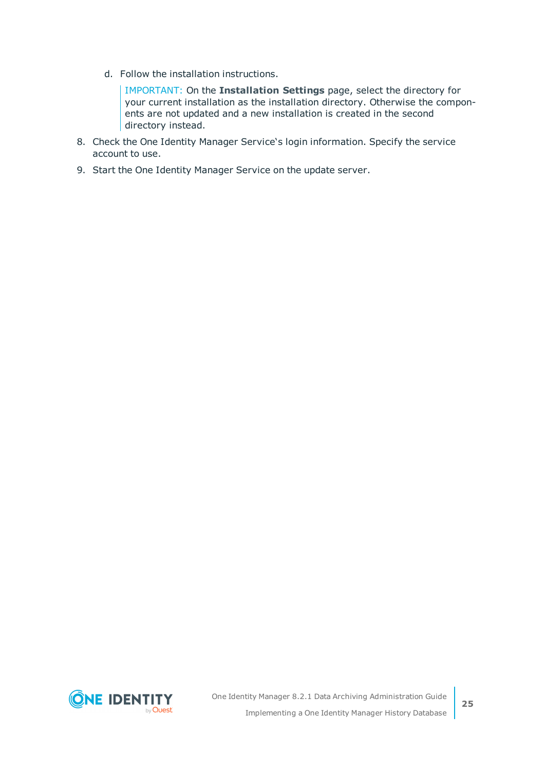d. Follow the installation instructions.

      IMPORTANT: On the **Installation Settings** page, select the directory for your current installation as the installation directory. Otherwise the components are not updated and a new installation is created in the second directory instead.

8. Check the One Identity Manager Service's login information. Specify the service account to use.
9. Start the One Identity Manager Service on the update server.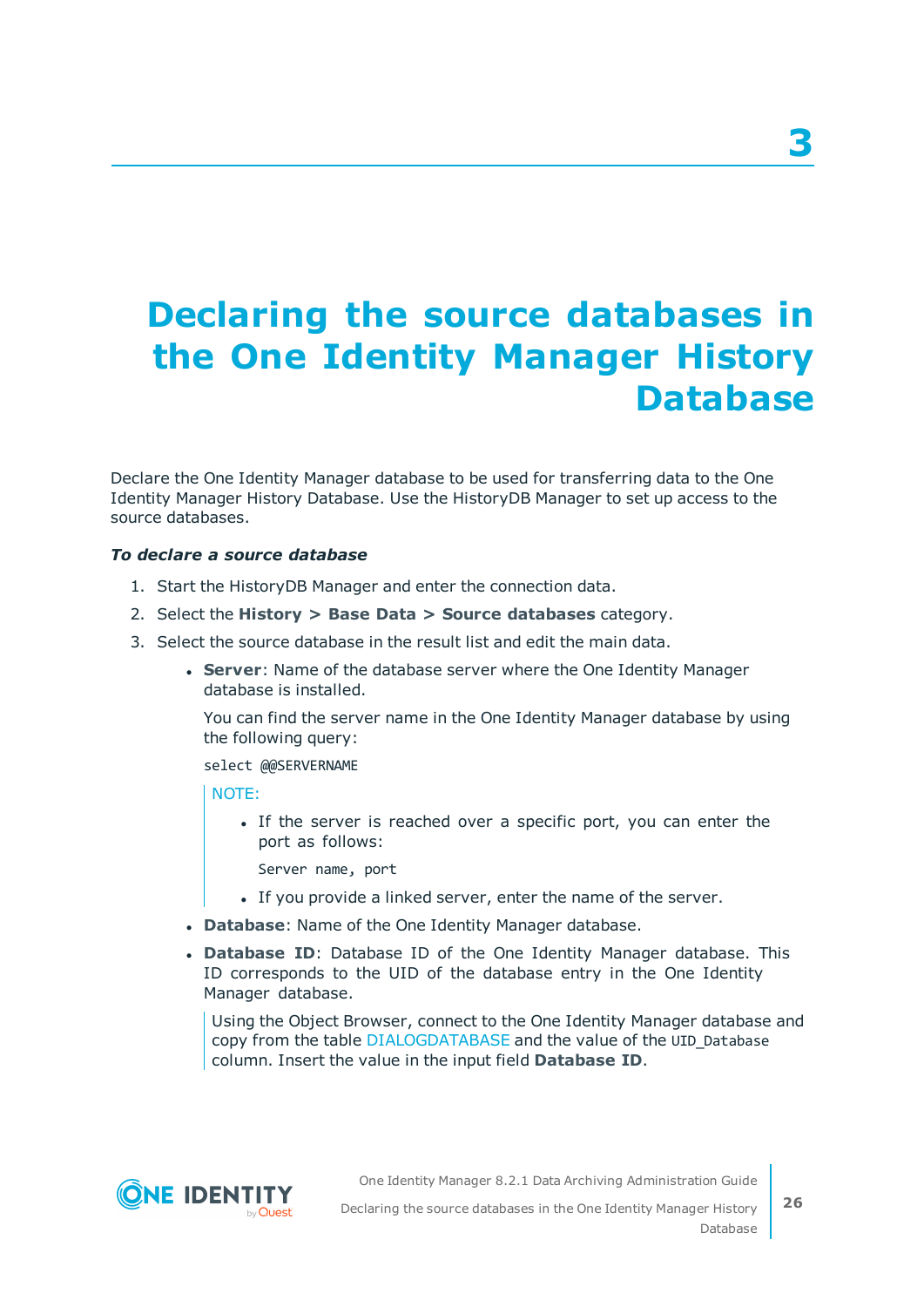# 3

# Declaring the source databases in the One Identity Manager History Database

Declare the One Identity Manager database to be used for transferring data to the One Identity Manager History Database. Use the HistoryDB Manager to set up access to the source databases.

***To declare a source database***

1. Start the HistoryDB Manager and enter the connection data.
2. Select the **History > Base Data > Source databases** category.
3. Select the source database in the result list and edit the main data.
   - **Server**: Name of the database server where the One Identity Manager database is installed.

     You can find the server name in the One Identity Manager database by using the following query:

     ```
     select @@SERVERNAME
     ```

     NOTE:

     - If the server is reached over a specific port, you can enter the port as follows:

       ```
       Server name, port
       ```

     - If you provide a linked server, enter the name of the server.
   - **Database**: Name of the One Identity Manager database.
   - **Database ID**: Database ID of the One Identity Manager database. This ID corresponds to the UID of the database entry in the One Identity Manager database.

     Using the Object Browser, connect to the One Identity Manager database and copy from the table DIALOGDATABASE and the value of the `UID_Database` column. Insert the value in the input field **Database ID**.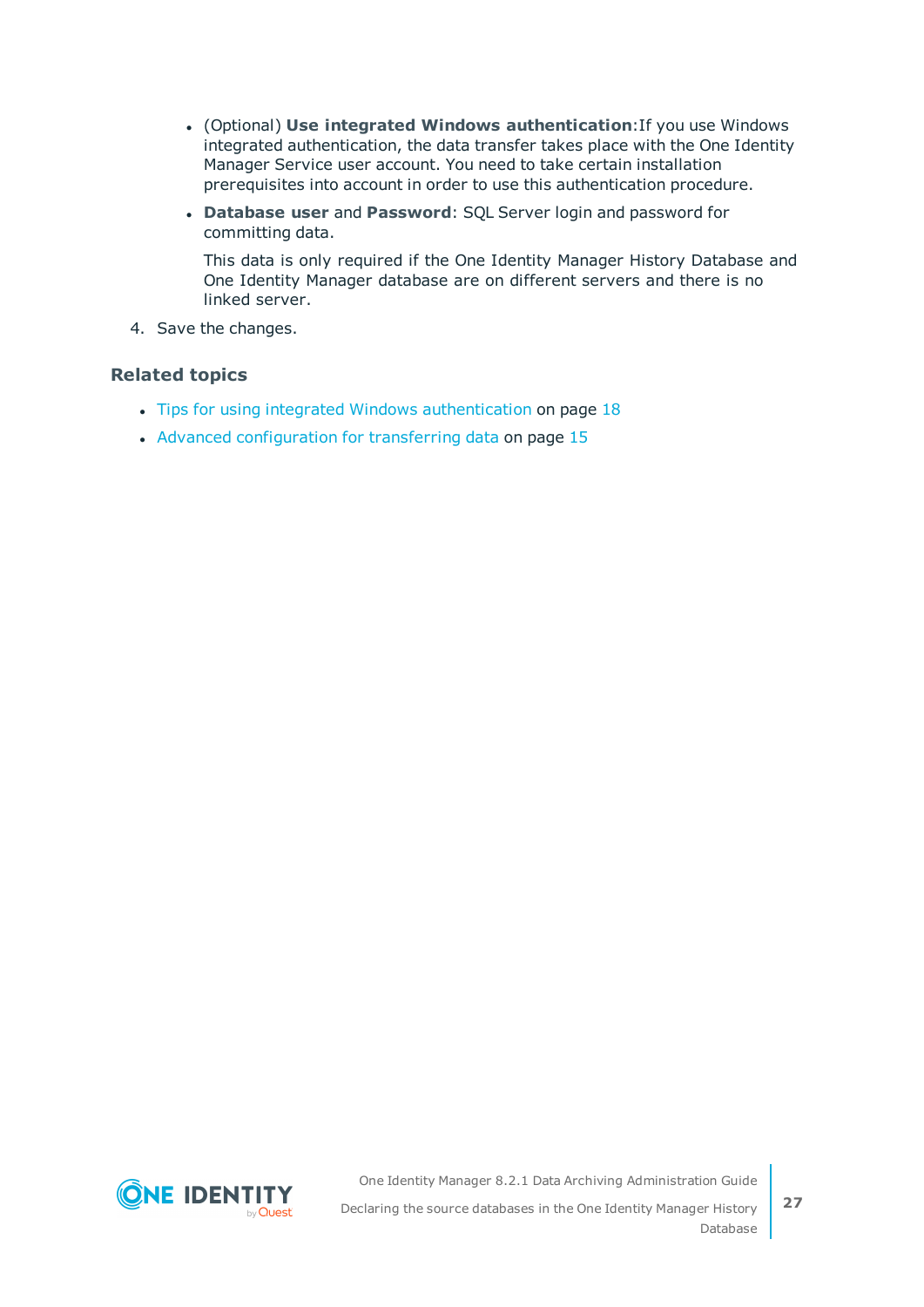- (Optional) **Use integrated Windows authentication**:If you use Windows integrated authentication, the data transfer takes place with the One Identity Manager Service user account. You need to take certain installation prerequisites into account in order to use this authentication procedure.
- **Database user** and **Password**: SQL Server login and password for committing data.

  This data is only required if the One Identity Manager History Database and One Identity Manager database are on different servers and there is no linked server.

4. Save the changes.

### Related topics

- Tips for using integrated Windows authentication on page 18
- Advanced configuration for transferring data on page 15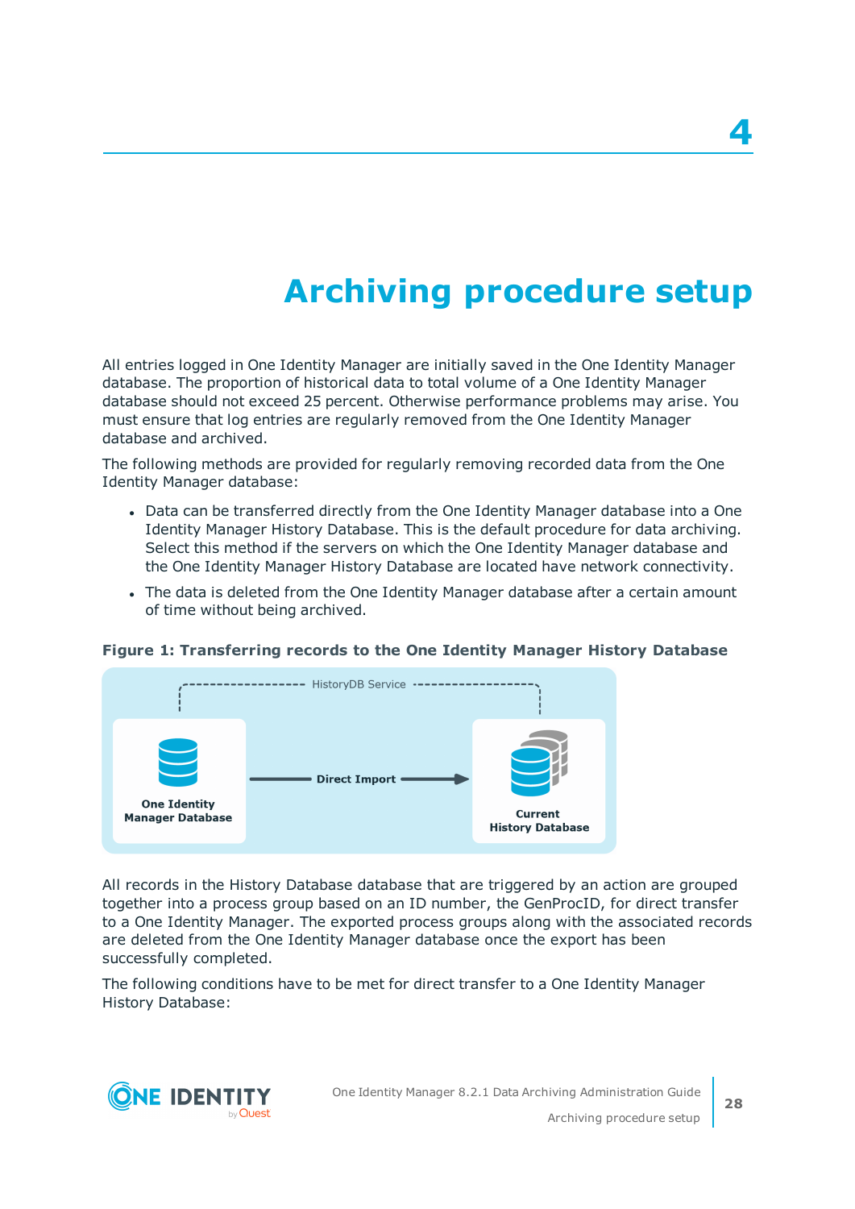# 4

# Archiving procedure setup

All entries logged in One Identity Manager are initially saved in the One Identity Manager database. The proportion of historical data to total volume of a One Identity Manager database should not exceed 25 percent. Otherwise performance problems may arise. You must ensure that log entries are regularly removed from the One Identity Manager database and archived.

The following methods are provided for regularly removing recorded data from the One Identity Manager database:

- Data can be transferred directly from the One Identity Manager database into a One Identity Manager History Database. This is the default procedure for data archiving. Select this method if the servers on which the One Identity Manager database and the One Identity Manager History Database are located have network connectivity.
- The data is deleted from the One Identity Manager database after a certain amount of time without being archived.

**Figure 1: Transferring records to the One Identity Manager History Database**

All records in the History Database database that are triggered by an action are grouped together into a process group based on an ID number, the GenProcID, for direct transfer to a One Identity Manager. The exported process groups along with the associated records are deleted from the One Identity Manager database once the export has been successfully completed.

The following conditions have to be met for direct transfer to a One Identity Manager History Database: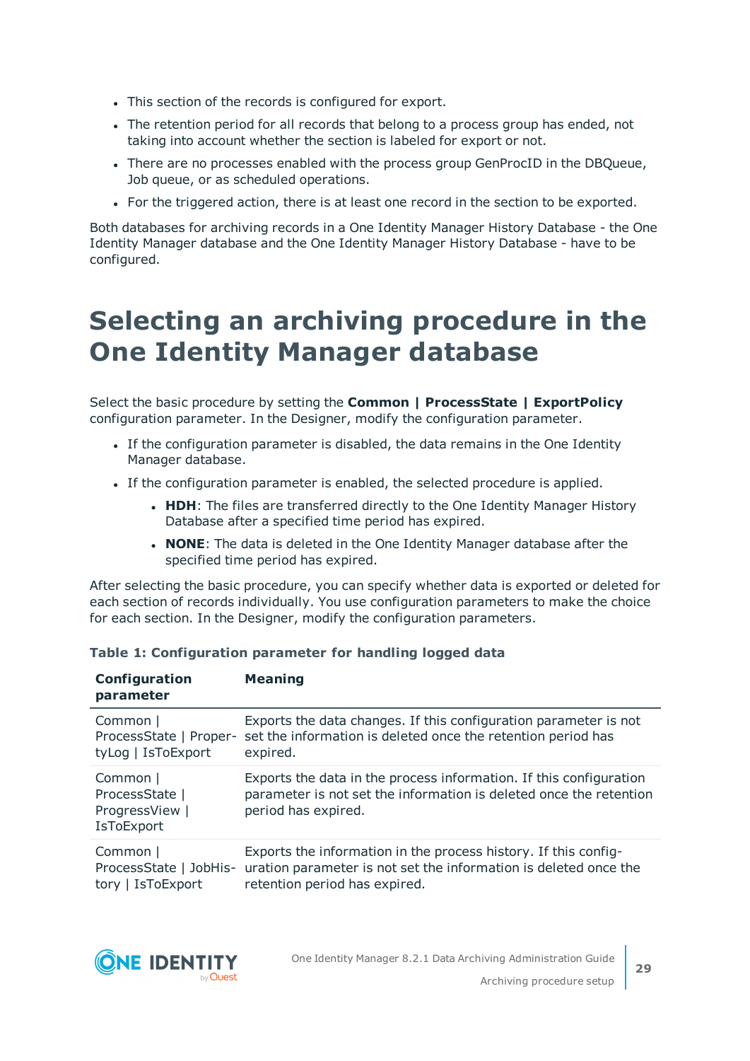- This section of the records is configured for export.
- The retention period for all records that belong to a process group has ended, not taking into account whether the section is labeled for export or not.
- There are no processes enabled with the process group GenProcID in the DBQueue, Job queue, or as scheduled operations.
- For the triggered action, there is at least one record in the section to be exported.

Both databases for archiving records in a One Identity Manager History Database - the One Identity Manager database and the One Identity Manager History Database - have to be configured.

# Selecting an archiving procedure in the One Identity Manager database

Select the basic procedure by setting the **Common | ProcessState | ExportPolicy** configuration parameter. In the Designer, modify the configuration parameter.

- If the configuration parameter is disabled, the data remains in the One Identity Manager database.
- If the configuration parameter is enabled, the selected procedure is applied.
  - **HDH**: The files are transferred directly to the One Identity Manager History Database after a specified time period has expired.
  - **NONE**: The data is deleted in the One Identity Manager database after the specified time period has expired.

After selecting the basic procedure, you can specify whether data is exported or deleted for each section of records individually. You use configuration parameters to make the choice for each section. In the Designer, modify the configuration parameters.

**Table 1: Configuration parameter for handling logged data**

| Configuration parameter | Meaning |
|---|---|
| Common \| ProcessState \| PropertyLog \| IsToExport | Exports the data changes. If this configuration parameter is not set the information is deleted once the retention period has expired. |
| Common \| ProcessState \| ProgressView \| IsToExport | Exports the data in the process information. If this configuration parameter is not set the information is deleted once the retention period has expired. |
| Common \| ProcessState \| JobHistory \| IsToExport | Exports the information in the process history. If this configuration parameter is not set the information is deleted once the retention period has expired. |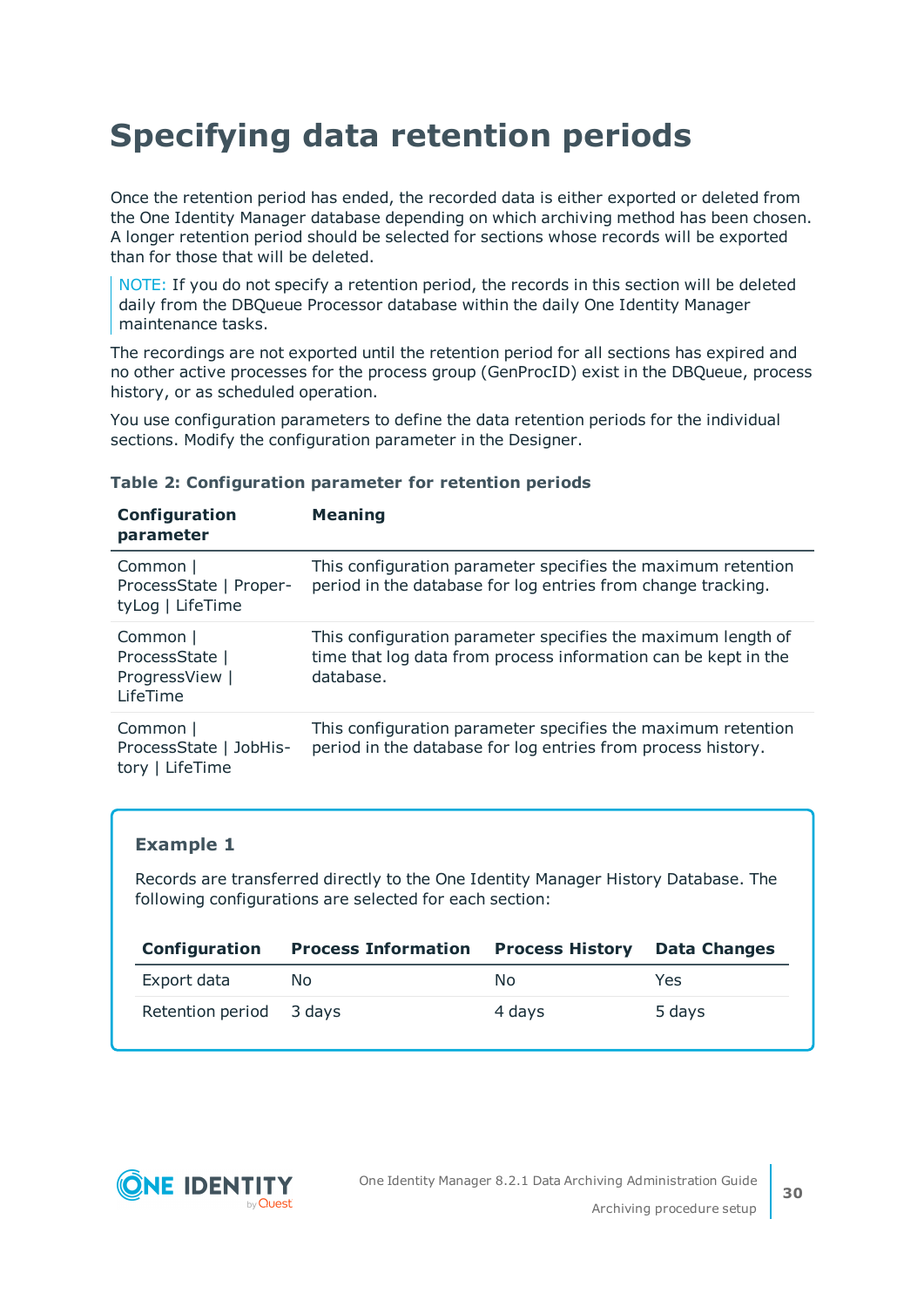# Specifying data retention periods

Once the retention period has ended, the recorded data is either exported or deleted from the One Identity Manager database depending on which archiving method has been chosen. A longer retention period should be selected for sections whose records will be exported than for those that will be deleted.

NOTE: If you do not specify a retention period, the records in this section will be deleted daily from the DBQueue Processor database within the daily One Identity Manager maintenance tasks.

The recordings are not exported until the retention period for all sections has expired and no other active processes for the process group (GenProcID) exist in the DBQueue, process history, or as scheduled operation.

You use configuration parameters to define the data retention periods for the individual sections. Modify the configuration parameter in the Designer.

**Table 2: Configuration parameter for retention periods**

| Configuration parameter | Meaning |
| --- | --- |
| Common \| ProcessState \| PropertyLog \| LifeTime | This configuration parameter specifies the maximum retention period in the database for log entries from change tracking. |
| Common \| ProcessState \| ProgressView \| LifeTime | This configuration parameter specifies the maximum length of time that log data from process information can be kept in the database. |
| Common \| ProcessState \| JobHistory \| LifeTime | This configuration parameter specifies the maximum retention period in the database for log entries from process history. |

### Example 1

Records are transferred directly to the One Identity Manager History Database. The following configurations are selected for each section:

| Configuration | Process Information | Process History | Data Changes |
| --- | --- | --- | --- |
| Export data | No | No | Yes |
| Retention period | 3 days | 4 days | 5 days |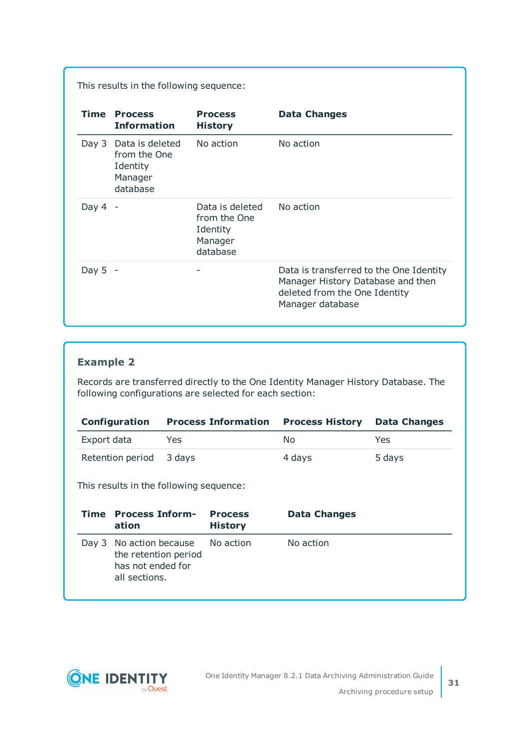This results in the following sequence:

| Time | Process Information | Process History | Data Changes |
|---|---|---|---|
| Day 3 | Data is deleted from the One Identity Manager database | No action | No action |
| Day 4 | - | Data is deleted from the One Identity Manager database | No action |
| Day 5 | - | - | Data is transferred to the One Identity Manager History Database and then deleted from the One Identity Manager database |

### Example 2

Records are transferred directly to the One Identity Manager History Database. The following configurations are selected for each section:

| Configuration | Process Information | Process History | Data Changes |
|---|---|---|---|
| Export data | Yes | No | Yes |
| Retention period | 3 days | 4 days | 5 days |

This results in the following sequence:

| Time | Process Information | Process History | Data Changes |
|---|---|---|---|
| Day 3 | No action because the retention period has not ended for all sections. | No action | No action |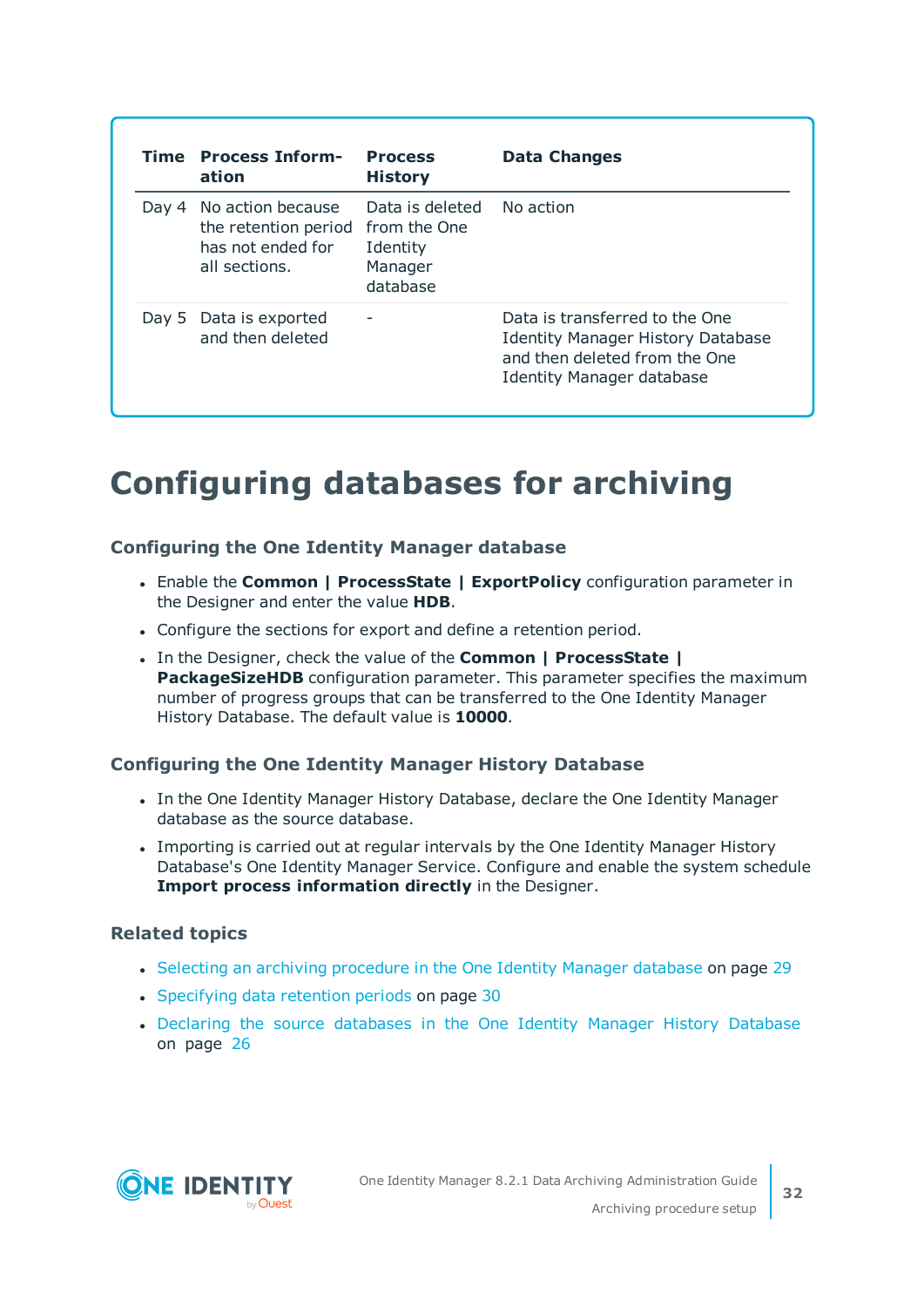| Time | Process Information | Process History | Data Changes |
|---|---|---|---|
| Day 4 | No action because the retention period has not ended for all sections. | Data is deleted from the One Identity Manager database | No action |
| Day 5 | Data is exported and then deleted | - | Data is transferred to the One Identity Manager History Database and then deleted from the One Identity Manager database |

# Configuring databases for archiving

### Configuring the One Identity Manager database

- Enable the **Common | ProcessState | ExportPolicy** configuration parameter in the Designer and enter the value **HDB**.
- Configure the sections for export and define a retention period.
- In the Designer, check the value of the **Common | ProcessState | PackageSizeHDB** configuration parameter. This parameter specifies the maximum number of progress groups that can be transferred to the One Identity Manager History Database. The default value is **10000**.

### Configuring the One Identity Manager History Database

- In the One Identity Manager History Database, declare the One Identity Manager database as the source database.
- Importing is carried out at regular intervals by the One Identity Manager History Database's One Identity Manager Service. Configure and enable the system schedule **Import process information directly** in the Designer.

### Related topics

- Selecting an archiving procedure in the One Identity Manager database on page 29
- Specifying data retention periods on page 30
- Declaring the source databases in the One Identity Manager History Database on page 26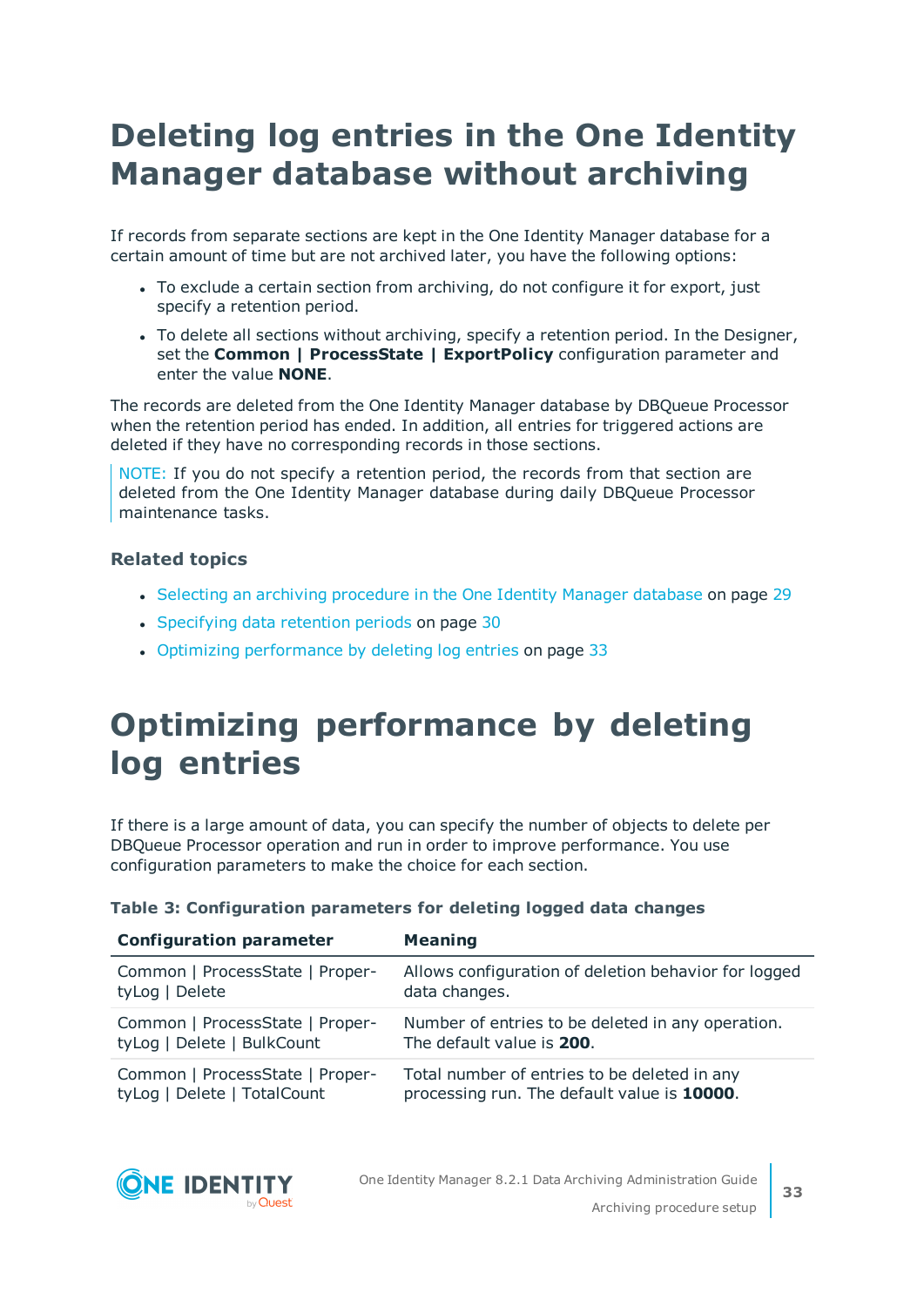# Deleting log entries in the One Identity Manager database without archiving

If records from separate sections are kept in the One Identity Manager database for a certain amount of time but are not archived later, you have the following options:

- To exclude a certain section from archiving, do not configure it for export, just specify a retention period.
- To delete all sections without archiving, specify a retention period. In the Designer, set the **Common | ProcessState | ExportPolicy** configuration parameter and enter the value **NONE**.

The records are deleted from the One Identity Manager database by DBQueue Processor when the retention period has ended. In addition, all entries for triggered actions are deleted if they have no corresponding records in those sections.

NOTE: If you do not specify a retention period, the records from that section are deleted from the One Identity Manager database during daily DBQueue Processor maintenance tasks.

### Related topics

- Selecting an archiving procedure in the One Identity Manager database on page 29
- Specifying data retention periods on page 30
- Optimizing performance by deleting log entries on page 33

# Optimizing performance by deleting log entries

If there is a large amount of data, you can specify the number of objects to delete per DBQueue Processor operation and run in order to improve performance. You use configuration parameters to make the choice for each section.

**Table 3: Configuration parameters for deleting logged data changes**

| Configuration parameter | Meaning |
|---|---|
| Common \| ProcessState \| PropertyLog \| Delete | Allows configuration of deletion behavior for logged data changes. |
| Common \| ProcessState \| PropertyLog \| Delete \| BulkCount | Number of entries to be deleted in any operation. The default value is **200**. |
| Common \| ProcessState \| PropertyLog \| Delete \| TotalCount | Total number of entries to be deleted in any processing run. The default value is **10000**. |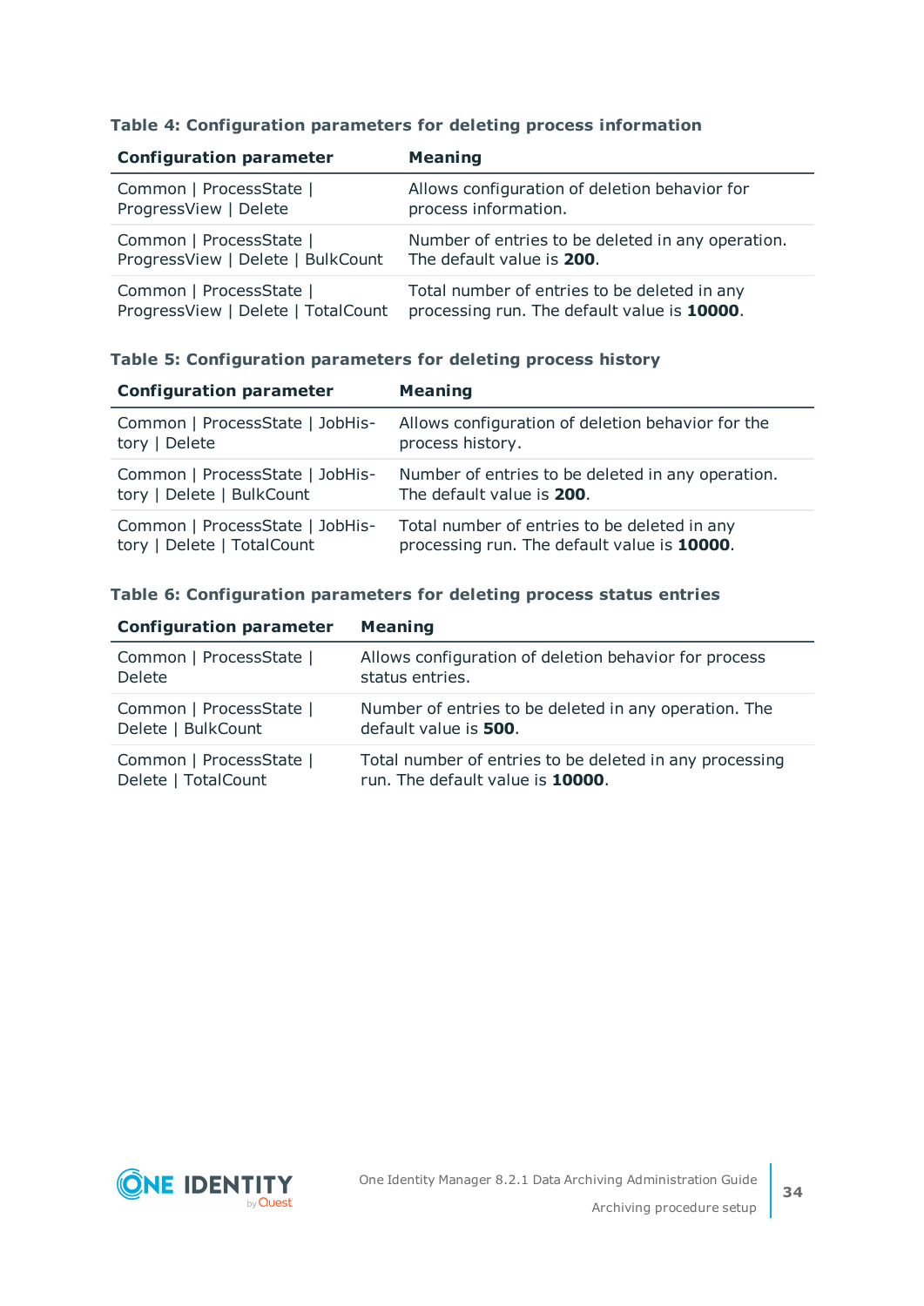**Table 4: Configuration parameters for deleting process information**

| Configuration parameter | Meaning |
| --- | --- |
| Common \| ProcessState \| ProgressView \| Delete | Allows configuration of deletion behavior for process information. |
| Common \| ProcessState \| ProgressView \| Delete \| BulkCount | Number of entries to be deleted in any operation. The default value is **200**. |
| Common \| ProcessState \| ProgressView \| Delete \| TotalCount | Total number of entries to be deleted in any processing run. The default value is **10000**. |

**Table 5: Configuration parameters for deleting process history**

| Configuration parameter | Meaning |
| --- | --- |
| Common \| ProcessState \| JobHistory \| Delete | Allows configuration of deletion behavior for the process history. |
| Common \| ProcessState \| JobHistory \| Delete \| BulkCount | Number of entries to be deleted in any operation. The default value is **200**. |
| Common \| ProcessState \| JobHistory \| Delete \| TotalCount | Total number of entries to be deleted in any processing run. The default value is **10000**. |

**Table 6: Configuration parameters for deleting process status entries**

| Configuration parameter | Meaning |
| --- | --- |
| Common \| ProcessState \| Delete | Allows configuration of deletion behavior for process status entries. |
| Common \| ProcessState \| Delete \| BulkCount | Number of entries to be deleted in any operation. The default value is **500**. |
| Common \| ProcessState \| Delete \| TotalCount | Total number of entries to be deleted in any processing run. The default value is **10000**. |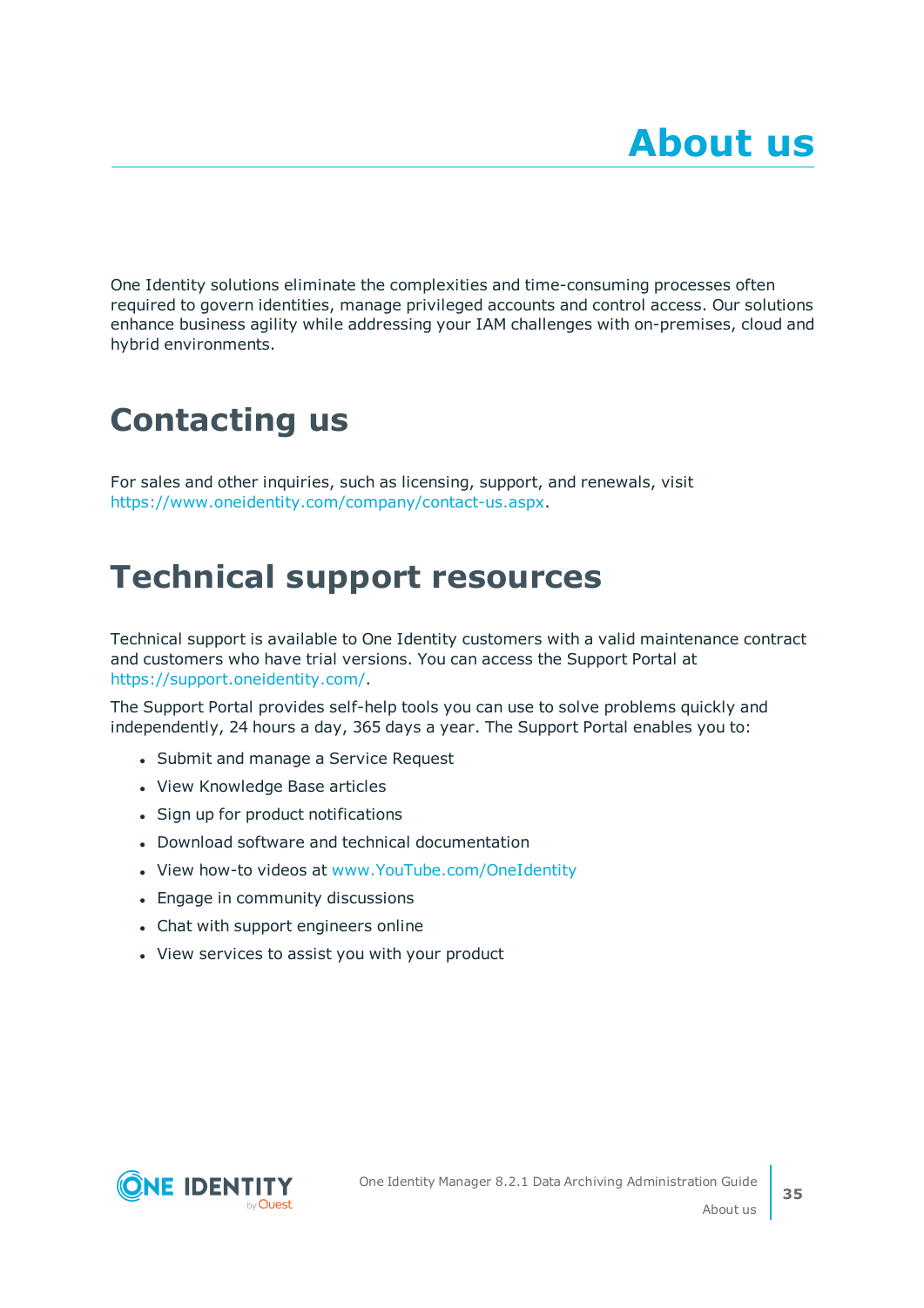# About us

One Identity solutions eliminate the complexities and time-consuming processes often required to govern identities, manage privileged accounts and control access. Our solutions enhance business agility while addressing your IAM challenges with on-premises, cloud and hybrid environments.

## Contacting us

For sales and other inquiries, such as licensing, support, and renewals, visit https://www.oneidentity.com/company/contact-us.aspx.

## Technical support resources

Technical support is available to One Identity customers with a valid maintenance contract and customers who have trial versions. You can access the Support Portal at https://support.oneidentity.com/.

The Support Portal provides self-help tools you can use to solve problems quickly and independently, 24 hours a day, 365 days a year. The Support Portal enables you to:

- Submit and manage a Service Request
- View Knowledge Base articles
- Sign up for product notifications
- Download software and technical documentation
- View how-to videos at www.YouTube.com/OneIdentity
- Engage in community discussions
- Chat with support engineers online
- View services to assist you with your product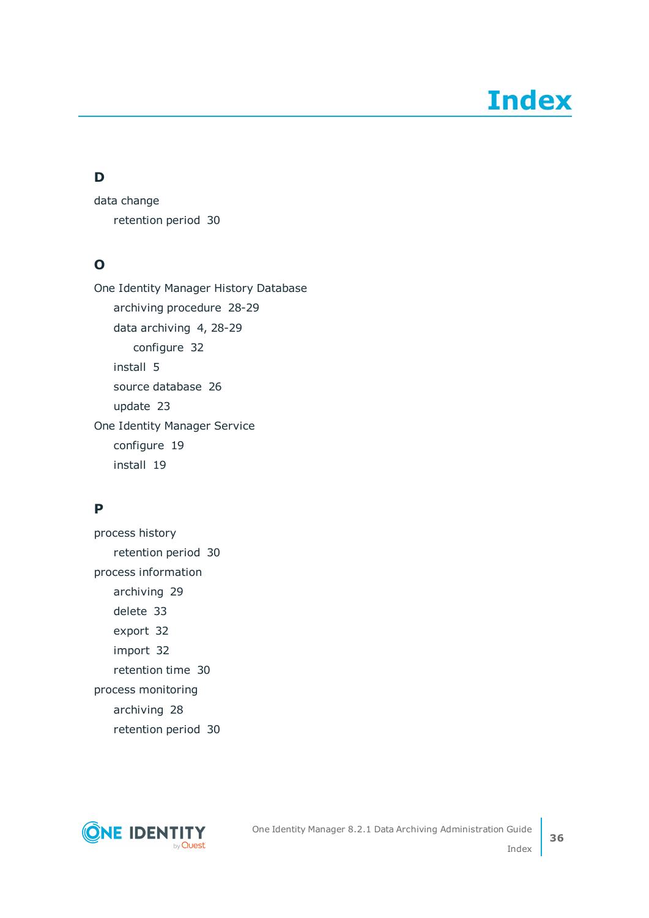# Index

## D

data change

- retention period 30

## O

One Identity Manager History Database

- archiving procedure 28-29
- data archiving 4, 28-29
    - configure 32
- install 5
- source database 26
- update 23

One Identity Manager Service

- configure 19
- install 19

## P

process history

- retention period 30

process information

- archiving 29
- delete 33
- export 32
- import 32
- retention time 30

process monitoring

- archiving 28
- retention period 30